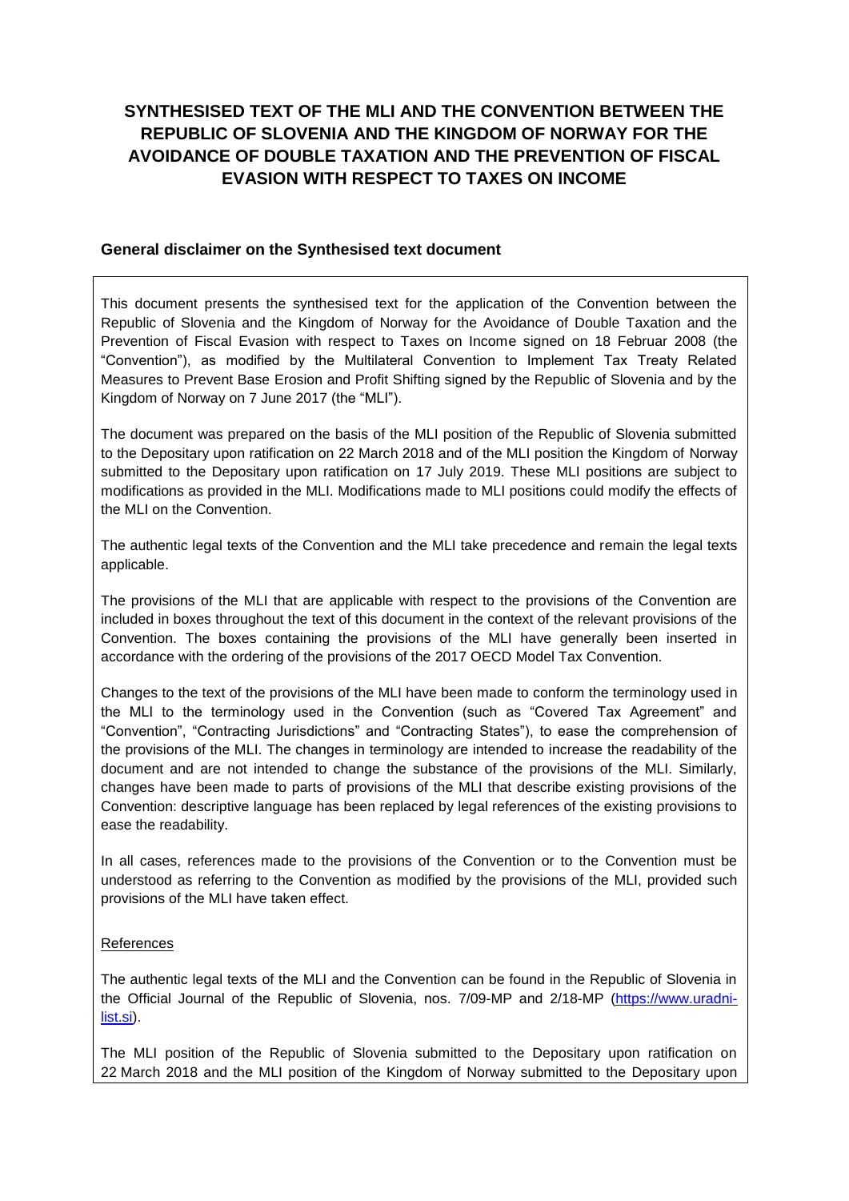# SYNTHESISED TEXT OF THE MLI AND THE CONVENTION BETWEEN THE REPUBLIC OF SLOVENIA AND THE KINGDOM OF NORWAY FOR THE AVOIDANCE OF DOUBLE TAXATION AND THE PREVENTION OF FISCAL EVASION WITH RESPECT TO TAXES ON INCOME

## General disclaimer on the Synthesised text document

This document presents the synthesised text for the application of the Convention between the Republic of Slovenia and the Kingdom of Norway for the Avoidance of Double Taxation and the Prevention of Fiscal Evasion with respect to Taxes on Income signed on 18 Februar 2008 (the "Convention"), as modified by the Multilateral Convention to Implement Tax Treaty Related Measures to Prevent Base Erosion and Profit Shifting signed by the Republic of Slovenia and by the Kingdom of Norway on 7 June 2017 (the "MLI").

The document was prepared on the basis of the MLI position of the Republic of Slovenia submitted to the Depositary upon ratification on 22 March 2018 and of the MLI position the Kingdom of Norway submitted to the Depositary upon ratification on 17 July 2019. These MLI positions are subject to modifications as provided in the MLI. Modifications made to MLI positions could modify the effects of the MLI on the Convention.

The authentic legal texts of the Convention and the MLI take precedence and remain the legal texts applicable.

The provisions of the MLI that are applicable with respect to the provisions of the Convention are included in boxes throughout the text of this document in the context of the relevant provisions of the Convention. The boxes containing the provisions of the MLI have generally been inserted in accordance with the ordering of the provisions of the 2017 OECD Model Tax Convention.

Changes to the text of the provisions of the MLI have been made to conform the terminology used in the MLI to the terminology used in the Convention (such as "Covered Tax Agreement" and "Convention", "Contracting Jurisdictions" and "Contracting States"), to ease the comprehension of the provisions of the MLI. The changes in terminology are intended to increase the readability of the document and are not intended to change the substance of the provisions of the MLI. Similarly, changes have been made to parts of provisions of the MLI that describe existing provisions of the Convention: descriptive language has been replaced by legal references of the existing provisions to ease the readability.

In all cases, references made to the provisions of the Convention or to the Convention must be understood as referring to the Convention as modified by the provisions of the MLI, provided such provisions of the MLI have taken effect.

References

The authentic legal texts of the MLI and the Convention can be found in the Republic of Slovenia in the Official Journal of the Republic of Slovenia, nos. 7/09-MP and 2/18-MP (https://www.uradni-list.si).

The MLI position of the Republic of Slovenia submitted to the Depositary upon ratification on 22 March 2018 and the MLI position of the Kingdom of Norway submitted to the Depositary upon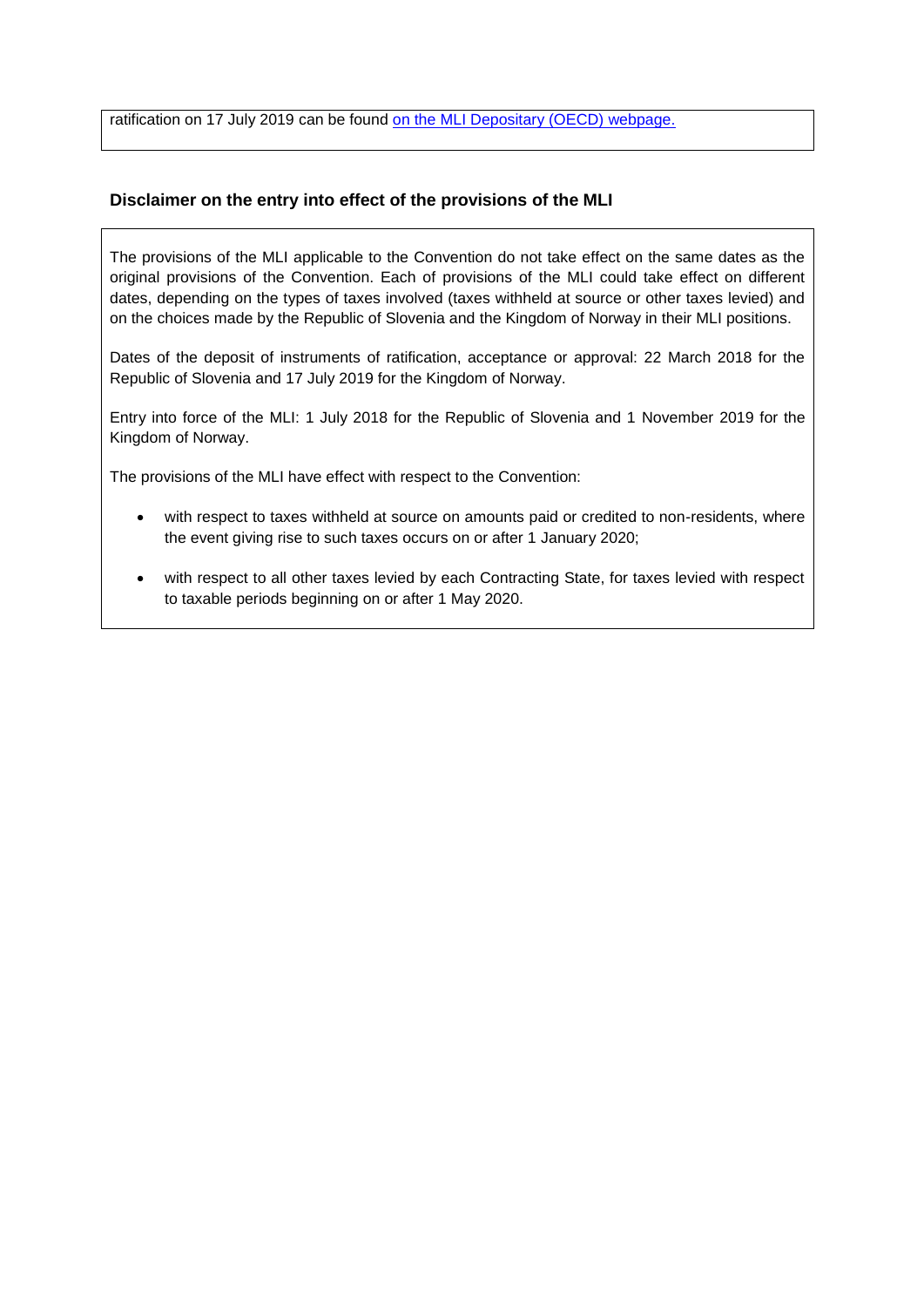ratification on 17 July 2019 can be found on the MLI Depositary (OECD) webpage.

### Disclaimer on the entry into effect of the provisions of the MLI

The provisions of the MLI applicable to the Convention do not take effect on the same dates as the original provisions of the Convention. Each of provisions of the MLI could take effect on different dates, depending on the types of taxes involved (taxes withheld at source or other taxes levied) and on the choices made by the Republic of Slovenia and the Kingdom of Norway in their MLI positions.

Dates of the deposit of instruments of ratification, acceptance or approval: 22 March 2018 for the Republic of Slovenia and 17 July 2019 for the Kingdom of Norway.

Entry into force of the MLI: 1 July 2018 for the Republic of Slovenia and 1 November 2019 for the Kingdom of Norway.

The provisions of the MLI have effect with respect to the Convention:

- with respect to taxes withheld at source on amounts paid or credited to non-residents, where the event giving rise to such taxes occurs on or after 1 January 2020;
- with respect to all other taxes levied by each Contracting State, for taxes levied with respect to taxable periods beginning on or after 1 May 2020.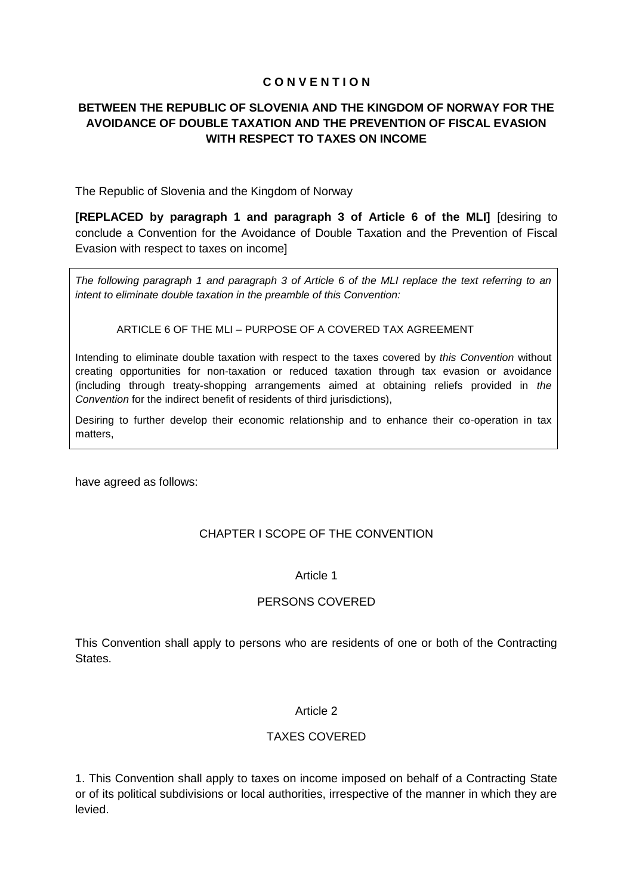**C O N V E N T I O N**

**BETWEEN THE REPUBLIC OF SLOVENIA AND THE KINGDOM OF NORWAY FOR THE AVOIDANCE OF DOUBLE TAXATION AND THE PREVENTION OF FISCAL EVASION WITH RESPECT TO TAXES ON INCOME**

The Republic of Slovenia and the Kingdom of Norway

**[REPLACED by paragraph 1 and paragraph 3 of Article 6 of the MLI]** [desiring to conclude a Convention for the Avoidance of Double Taxation and the Prevention of Fiscal Evasion with respect to taxes on income]

> *The following paragraph 1 and paragraph 3 of Article 6 of the MLI replace the text referring to an intent to eliminate double taxation in the preamble of this Convention:*
>
> ARTICLE 6 OF THE MLI – PURPOSE OF A COVERED TAX AGREEMENT
>
> Intending to eliminate double taxation with respect to the taxes covered by *this Convention* without creating opportunities for non-taxation or reduced taxation through tax evasion or avoidance (including through treaty-shopping arrangements aimed at obtaining reliefs provided in *the Convention* for the indirect benefit of residents of third jurisdictions),
>
> Desiring to further develop their economic relationship and to enhance their co-operation in tax matters,

have agreed as follows:

## CHAPTER I SCOPE OF THE CONVENTION

### Article 1

### PERSONS COVERED

This Convention shall apply to persons who are residents of one or both of the Contracting States.

### Article 2

### TAXES COVERED

1. This Convention shall apply to taxes on income imposed on behalf of a Contracting State or of its political subdivisions or local authorities, irrespective of the manner in which they are levied.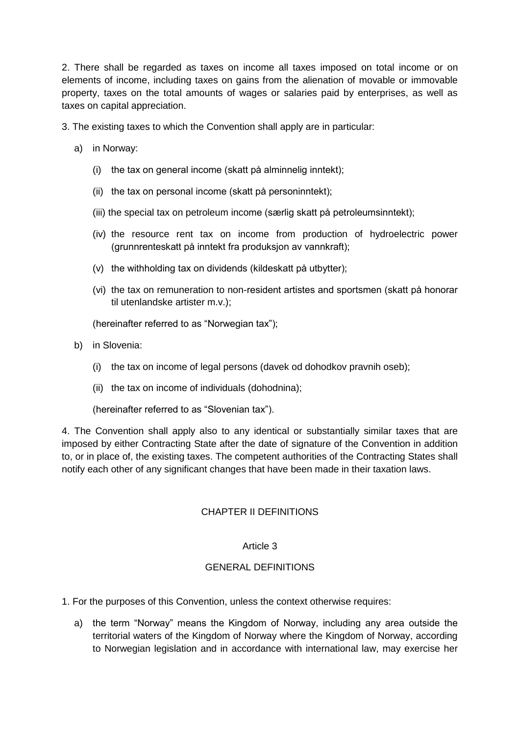2. There shall be regarded as taxes on income all taxes imposed on total income or on elements of income, including taxes on gains from the alienation of movable or immovable property, taxes on the total amounts of wages or salaries paid by enterprises, as well as taxes on capital appreciation.

3. The existing taxes to which the Convention shall apply are in particular:

a) in Norway:

   (i) the tax on general income (skatt på alminnelig inntekt);

   (ii) the tax on personal income (skatt på personinntekt);

   (iii) the special tax on petroleum income (særlig skatt på petroleumsinntekt);

   (iv) the resource rent tax on income from production of hydroelectric power (grunnrenteskatt på inntekt fra produksjon av vannkraft);

   (v) the withholding tax on dividends (kildeskatt på utbytter);

   (vi) the tax on remuneration to non-resident artistes and sportsmen (skatt på honorar til utenlandske artister m.v.);

   (hereinafter referred to as "Norwegian tax");

b) in Slovenia:

   (i) the tax on income of legal persons (davek od dohodkov pravnih oseb);

   (ii) the tax on income of individuals (dohodnina);

   (hereinafter referred to as "Slovenian tax").

4. The Convention shall apply also to any identical or substantially similar taxes that are imposed by either Contracting State after the date of signature of the Convention in addition to, or in place of, the existing taxes. The competent authorities of the Contracting States shall notify each other of any significant changes that have been made in their taxation laws.

## CHAPTER II DEFINITIONS

### Article 3

### GENERAL DEFINITIONS

1. For the purposes of this Convention, unless the context otherwise requires:

a) the term "Norway" means the Kingdom of Norway, including any area outside the territorial waters of the Kingdom of Norway where the Kingdom of Norway, according to Norwegian legislation and in accordance with international law, may exercise her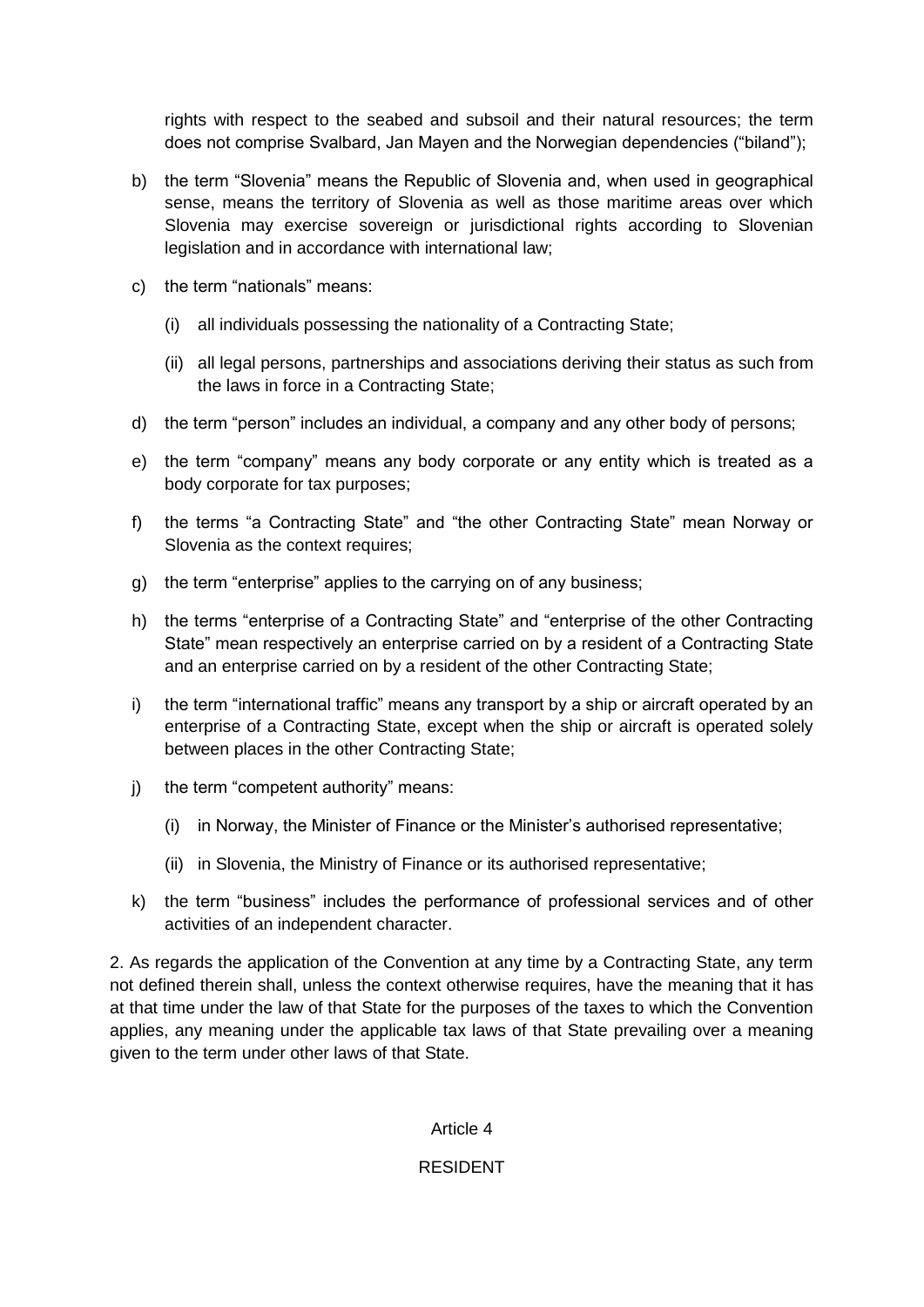rights with respect to the seabed and subsoil and their natural resources; the term does not comprise Svalbard, Jan Mayen and the Norwegian dependencies ("biland");

b) the term "Slovenia" means the Republic of Slovenia and, when used in geographical sense, means the territory of Slovenia as well as those maritime areas over which Slovenia may exercise sovereign or jurisdictional rights according to Slovenian legislation and in accordance with international law;

c) the term "nationals" means:

   (i) all individuals possessing the nationality of a Contracting State;

   (ii) all legal persons, partnerships and associations deriving their status as such from the laws in force in a Contracting State;

d) the term "person" includes an individual, a company and any other body of persons;

e) the term "company" means any body corporate or any entity which is treated as a body corporate for tax purposes;

f) the terms "a Contracting State" and "the other Contracting State" mean Norway or Slovenia as the context requires;

g) the term "enterprise" applies to the carrying on of any business;

h) the terms "enterprise of a Contracting State" and "enterprise of the other Contracting State" mean respectively an enterprise carried on by a resident of a Contracting State and an enterprise carried on by a resident of the other Contracting State;

i) the term "international traffic" means any transport by a ship or aircraft operated by an enterprise of a Contracting State, except when the ship or aircraft is operated solely between places in the other Contracting State;

j) the term "competent authority" means:

   (i) in Norway, the Minister of Finance or the Minister's authorised representative;

   (ii) in Slovenia, the Ministry of Finance or its authorised representative;

k) the term "business" includes the performance of professional services and of other activities of an independent character.

2. As regards the application of the Convention at any time by a Contracting State, any term not defined therein shall, unless the context otherwise requires, have the meaning that it has at that time under the law of that State for the purposes of the taxes to which the Convention applies, any meaning under the applicable tax laws of that State prevailing over a meaning given to the term under other laws of that State.

## Article 4

## RESIDENT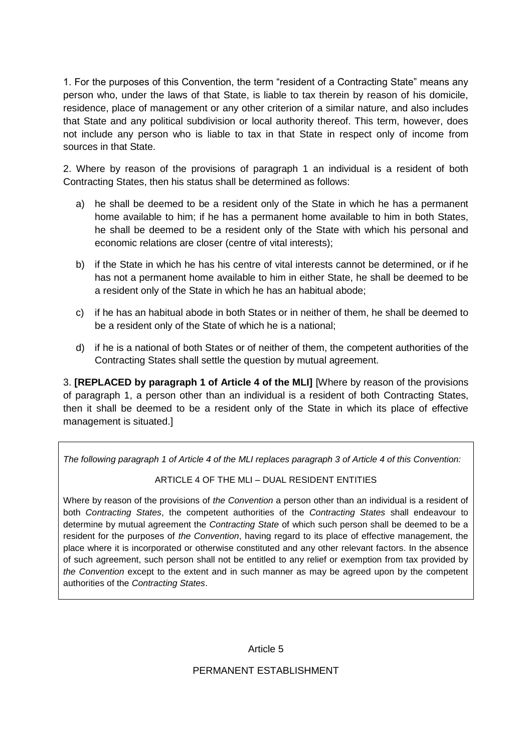1. For the purposes of this Convention, the term "resident of a Contracting State" means any person who, under the laws of that State, is liable to tax therein by reason of his domicile, residence, place of management or any other criterion of a similar nature, and also includes that State and any political subdivision or local authority thereof. This term, however, does not include any person who is liable to tax in that State in respect only of income from sources in that State.

2. Where by reason of the provisions of paragraph 1 an individual is a resident of both Contracting States, then his status shall be determined as follows:

a) he shall be deemed to be a resident only of the State in which he has a permanent home available to him; if he has a permanent home available to him in both States, he shall be deemed to be a resident only of the State with which his personal and economic relations are closer (centre of vital interests);

b) if the State in which he has his centre of vital interests cannot be determined, or if he has not a permanent home available to him in either State, he shall be deemed to be a resident only of the State in which he has an habitual abode;

c) if he has an habitual abode in both States or in neither of them, he shall be deemed to be a resident only of the State of which he is a national;

d) if he is a national of both States or of neither of them, the competent authorities of the Contracting States shall settle the question by mutual agreement.

3. **[REPLACED by paragraph 1 of Article 4 of the MLI]** [Where by reason of the provisions of paragraph 1, a person other than an individual is a resident of both Contracting States, then it shall be deemed to be a resident only of the State in which its place of effective management is situated.]

*The following paragraph 1 of Article 4 of the MLI replaces paragraph 3 of Article 4 of this Convention:*

ARTICLE 4 OF THE MLI – DUAL RESIDENT ENTITIES

Where by reason of the provisions of *the Convention* a person other than an individual is a resident of both *Contracting States*, the competent authorities of the *Contracting States* shall endeavour to determine by mutual agreement the *Contracting State* of which such person shall be deemed to be a resident for the purposes of *the Convention*, having regard to its place of effective management, the place where it is incorporated or otherwise constituted and any other relevant factors. In the absence of such agreement, such person shall not be entitled to any relief or exemption from tax provided by *the Convention* except to the extent and in such manner as may be agreed upon by the competent authorities of the *Contracting States*.

Article 5

PERMANENT ESTABLISHMENT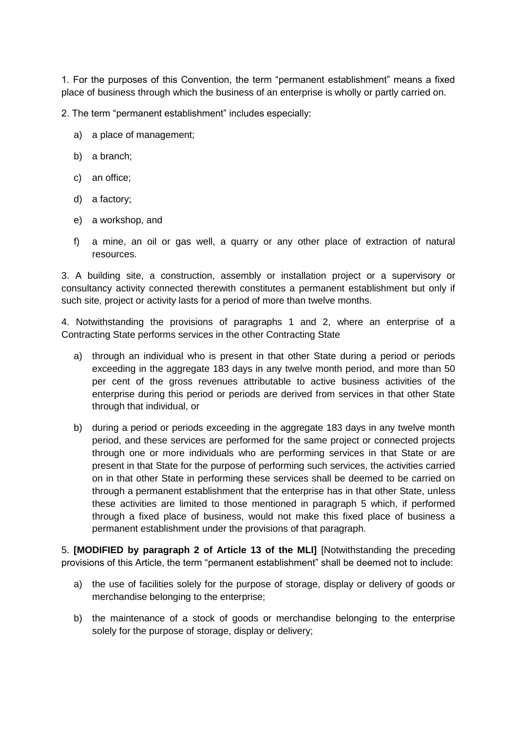1. For the purposes of this Convention, the term "permanent establishment" means a fixed place of business through which the business of an enterprise is wholly or partly carried on.

2. The term "permanent establishment" includes especially:

   a) a place of management;

   b) a branch;

   c) an office;

   d) a factory;

   e) a workshop, and

   f) a mine, an oil or gas well, a quarry or any other place of extraction of natural resources.

3. A building site, a construction, assembly or installation project or a supervisory or consultancy activity connected therewith constitutes a permanent establishment but only if such site, project or activity lasts for a period of more than twelve months.

4. Notwithstanding the provisions of paragraphs 1 and 2, where an enterprise of a Contracting State performs services in the other Contracting State

   a) through an individual who is present in that other State during a period or periods exceeding in the aggregate 183 days in any twelve month period, and more than 50 per cent of the gross revenues attributable to active business activities of the enterprise during this period or periods are derived from services in that other State through that individual, or

   b) during a period or periods exceeding in the aggregate 183 days in any twelve month period, and these services are performed for the same project or connected projects through one or more individuals who are performing services in that State or are present in that State for the purpose of performing such services, the activities carried on in that other State in performing these services shall be deemed to be carried on through a permanent establishment that the enterprise has in that other State, unless these activities are limited to those mentioned in paragraph 5 which, if performed through a fixed place of business, would not make this fixed place of business a permanent establishment under the provisions of that paragraph.

5. **[MODIFIED by paragraph 2 of Article 13 of the MLI]** [Notwithstanding the preceding provisions of this Article, the term "permanent establishment" shall be deemed not to include:

   a) the use of facilities solely for the purpose of storage, display or delivery of goods or merchandise belonging to the enterprise;

   b) the maintenance of a stock of goods or merchandise belonging to the enterprise solely for the purpose of storage, display or delivery;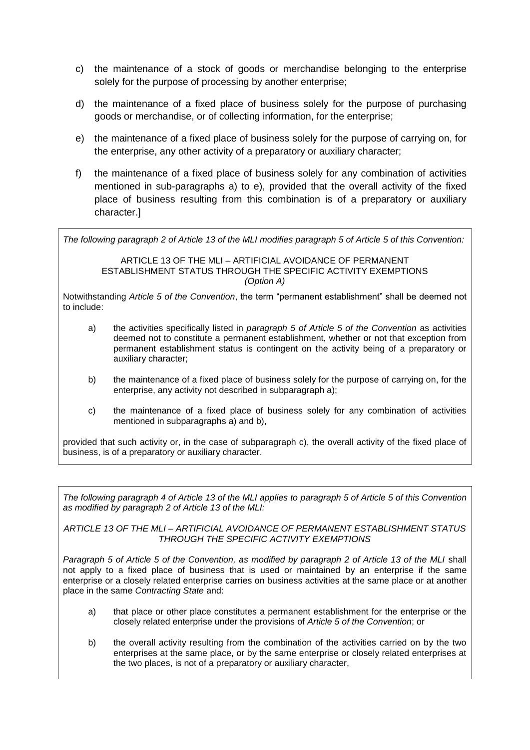c) the maintenance of a stock of goods or merchandise belonging to the enterprise solely for the purpose of processing by another enterprise;

d) the maintenance of a fixed place of business solely for the purpose of purchasing goods or merchandise, or of collecting information, for the enterprise;

e) the maintenance of a fixed place of business solely for the purpose of carrying on, for the enterprise, any other activity of a preparatory or auxiliary character;

f) the maintenance of a fixed place of business solely for any combination of activities mentioned in sub-paragraphs a) to e), provided that the overall activity of the fixed place of business resulting from this combination is of a preparatory or auxiliary character.]

*The following paragraph 2 of Article 13 of the MLI modifies paragraph 5 of Article 5 of this Convention:*

ARTICLE 13 OF THE MLI – ARTIFICIAL AVOIDANCE OF PERMANENT ESTABLISHMENT STATUS THROUGH THE SPECIFIC ACTIVITY EXEMPTIONS
*(Option A)*

Notwithstanding *Article 5 of the Convention*, the term "permanent establishment" shall be deemed not to include:

a) the activities specifically listed in *paragraph 5 of Article 5 of the Convention* as activities deemed not to constitute a permanent establishment, whether or not that exception from permanent establishment status is contingent on the activity being of a preparatory or auxiliary character;

b) the maintenance of a fixed place of business solely for the purpose of carrying on, for the enterprise, any activity not described in subparagraph a);

c) the maintenance of a fixed place of business solely for any combination of activities mentioned in subparagraphs a) and b),

provided that such activity or, in the case of subparagraph c), the overall activity of the fixed place of business, is of a preparatory or auxiliary character.

*The following paragraph 4 of Article 13 of the MLI applies to paragraph 5 of Article 5 of this Convention as modified by paragraph 2 of Article 13 of the MLI:*

*ARTICLE 13 OF THE MLI – ARTIFICIAL AVOIDANCE OF PERMANENT ESTABLISHMENT STATUS THROUGH THE SPECIFIC ACTIVITY EXEMPTIONS*

*Paragraph 5 of Article 5 of the Convention, as modified by paragraph 2 of Article 13 of the MLI* shall not apply to a fixed place of business that is used or maintained by an enterprise if the same enterprise or a closely related enterprise carries on business activities at the same place or at another place in the same *Contracting State* and:

a) that place or other place constitutes a permanent establishment for the enterprise or the closely related enterprise under the provisions of *Article 5 of the Convention*; or

b) the overall activity resulting from the combination of the activities carried on by the two enterprises at the same place, or by the same enterprise or closely related enterprises at the two places, is not of a preparatory or auxiliary character,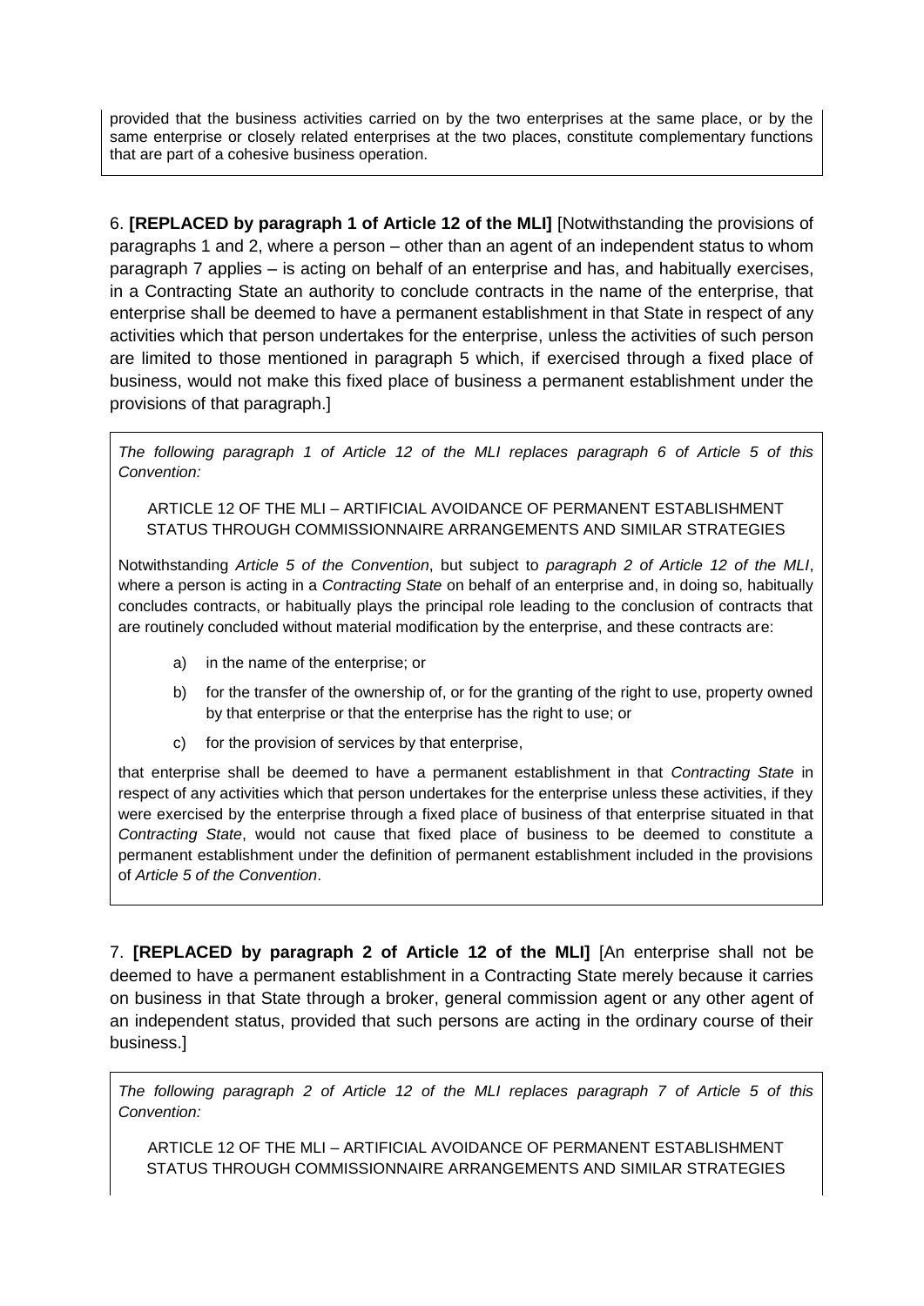provided that the business activities carried on by the two enterprises at the same place, or by the same enterprise or closely related enterprises at the two places, constitute complementary functions that are part of a cohesive business operation.

6. **[REPLACED by paragraph 1 of Article 12 of the MLI]** [Notwithstanding the provisions of paragraphs 1 and 2, where a person – other than an agent of an independent status to whom paragraph 7 applies – is acting on behalf of an enterprise and has, and habitually exercises, in a Contracting State an authority to conclude contracts in the name of the enterprise, that enterprise shall be deemed to have a permanent establishment in that State in respect of any activities which that person undertakes for the enterprise, unless the activities of such person are limited to those mentioned in paragraph 5 which, if exercised through a fixed place of business, would not make this fixed place of business a permanent establishment under the provisions of that paragraph.]

*The following paragraph 1 of Article 12 of the MLI replaces paragraph 6 of Article 5 of this Convention:*

ARTICLE 12 OF THE MLI – ARTIFICIAL AVOIDANCE OF PERMANENT ESTABLISHMENT STATUS THROUGH COMMISSIONNAIRE ARRANGEMENTS AND SIMILAR STRATEGIES

Notwithstanding *Article 5 of the Convention*, but subject to *paragraph 2 of Article 12 of the MLI*, where a person is acting in a *Contracting State* on behalf of an enterprise and, in doing so, habitually concludes contracts, or habitually plays the principal role leading to the conclusion of contracts that are routinely concluded without material modification by the enterprise, and these contracts are:

a) in the name of the enterprise; or

b) for the transfer of the ownership of, or for the granting of the right to use, property owned by that enterprise or that the enterprise has the right to use; or

c) for the provision of services by that enterprise,

that enterprise shall be deemed to have a permanent establishment in that *Contracting State* in respect of any activities which that person undertakes for the enterprise unless these activities, if they were exercised by the enterprise through a fixed place of business of that enterprise situated in that *Contracting State*, would not cause that fixed place of business to be deemed to constitute a permanent establishment under the definition of permanent establishment included in the provisions of *Article 5 of the Convention*.

7. **[REPLACED by paragraph 2 of Article 12 of the MLI]** [An enterprise shall not be deemed to have a permanent establishment in a Contracting State merely because it carries on business in that State through a broker, general commission agent or any other agent of an independent status, provided that such persons are acting in the ordinary course of their business.]

*The following paragraph 2 of Article 12 of the MLI replaces paragraph 7 of Article 5 of this Convention:*

ARTICLE 12 OF THE MLI – ARTIFICIAL AVOIDANCE OF PERMANENT ESTABLISHMENT STATUS THROUGH COMMISSIONNAIRE ARRANGEMENTS AND SIMILAR STRATEGIES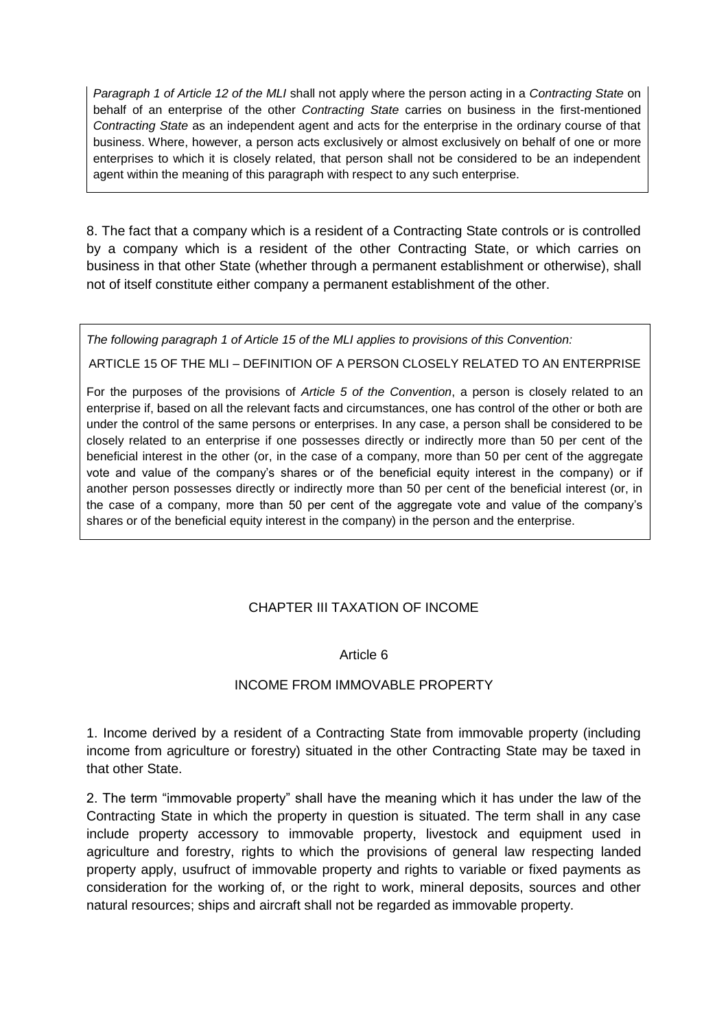*Paragraph 1 of Article 12 of the MLI* shall not apply where the person acting in a *Contracting State* on behalf of an enterprise of the other *Contracting State* carries on business in the first-mentioned *Contracting State* as an independent agent and acts for the enterprise in the ordinary course of that business. Where, however, a person acts exclusively or almost exclusively on behalf of one or more enterprises to which it is closely related, that person shall not be considered to be an independent agent within the meaning of this paragraph with respect to any such enterprise.

8. The fact that a company which is a resident of a Contracting State controls or is controlled by a company which is a resident of the other Contracting State, or which carries on business in that other State (whether through a permanent establishment or otherwise), shall not of itself constitute either company a permanent establishment of the other.

*The following paragraph 1 of Article 15 of the MLI applies to provisions of this Convention:*

ARTICLE 15 OF THE MLI – DEFINITION OF A PERSON CLOSELY RELATED TO AN ENTERPRISE

For the purposes of the provisions of *Article 5 of the Convention*, a person is closely related to an enterprise if, based on all the relevant facts and circumstances, one has control of the other or both are under the control of the same persons or enterprises. In any case, a person shall be considered to be closely related to an enterprise if one possesses directly or indirectly more than 50 per cent of the beneficial interest in the other (or, in the case of a company, more than 50 per cent of the aggregate vote and value of the company's shares or of the beneficial equity interest in the company) or if another person possesses directly or indirectly more than 50 per cent of the beneficial interest (or, in the case of a company, more than 50 per cent of the aggregate vote and value of the company's shares or of the beneficial equity interest in the company) in the person and the enterprise.

## CHAPTER III TAXATION OF INCOME

### Article 6

### INCOME FROM IMMOVABLE PROPERTY

1. Income derived by a resident of a Contracting State from immovable property (including income from agriculture or forestry) situated in the other Contracting State may be taxed in that other State.

2. The term "immovable property" shall have the meaning which it has under the law of the Contracting State in which the property in question is situated. The term shall in any case include property accessory to immovable property, livestock and equipment used in agriculture and forestry, rights to which the provisions of general law respecting landed property apply, usufruct of immovable property and rights to variable or fixed payments as consideration for the working of, or the right to work, mineral deposits, sources and other natural resources; ships and aircraft shall not be regarded as immovable property.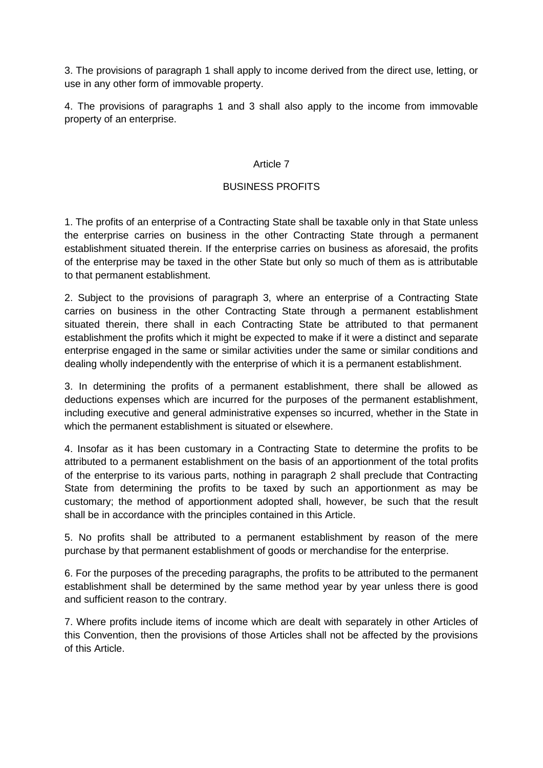3. The provisions of paragraph 1 shall apply to income derived from the direct use, letting, or use in any other form of immovable property.

4. The provisions of paragraphs 1 and 3 shall also apply to the income from immovable property of an enterprise.

## Article 7

## BUSINESS PROFITS

1. The profits of an enterprise of a Contracting State shall be taxable only in that State unless the enterprise carries on business in the other Contracting State through a permanent establishment situated therein. If the enterprise carries on business as aforesaid, the profits of the enterprise may be taxed in the other State but only so much of them as is attributable to that permanent establishment.

2. Subject to the provisions of paragraph 3, where an enterprise of a Contracting State carries on business in the other Contracting State through a permanent establishment situated therein, there shall in each Contracting State be attributed to that permanent establishment the profits which it might be expected to make if it were a distinct and separate enterprise engaged in the same or similar activities under the same or similar conditions and dealing wholly independently with the enterprise of which it is a permanent establishment.

3. In determining the profits of a permanent establishment, there shall be allowed as deductions expenses which are incurred for the purposes of the permanent establishment, including executive and general administrative expenses so incurred, whether in the State in which the permanent establishment is situated or elsewhere.

4. Insofar as it has been customary in a Contracting State to determine the profits to be attributed to a permanent establishment on the basis of an apportionment of the total profits of the enterprise to its various parts, nothing in paragraph 2 shall preclude that Contracting State from determining the profits to be taxed by such an apportionment as may be customary; the method of apportionment adopted shall, however, be such that the result shall be in accordance with the principles contained in this Article.

5. No profits shall be attributed to a permanent establishment by reason of the mere purchase by that permanent establishment of goods or merchandise for the enterprise.

6. For the purposes of the preceding paragraphs, the profits to be attributed to the permanent establishment shall be determined by the same method year by year unless there is good and sufficient reason to the contrary.

7. Where profits include items of income which are dealt with separately in other Articles of this Convention, then the provisions of those Articles shall not be affected by the provisions of this Article.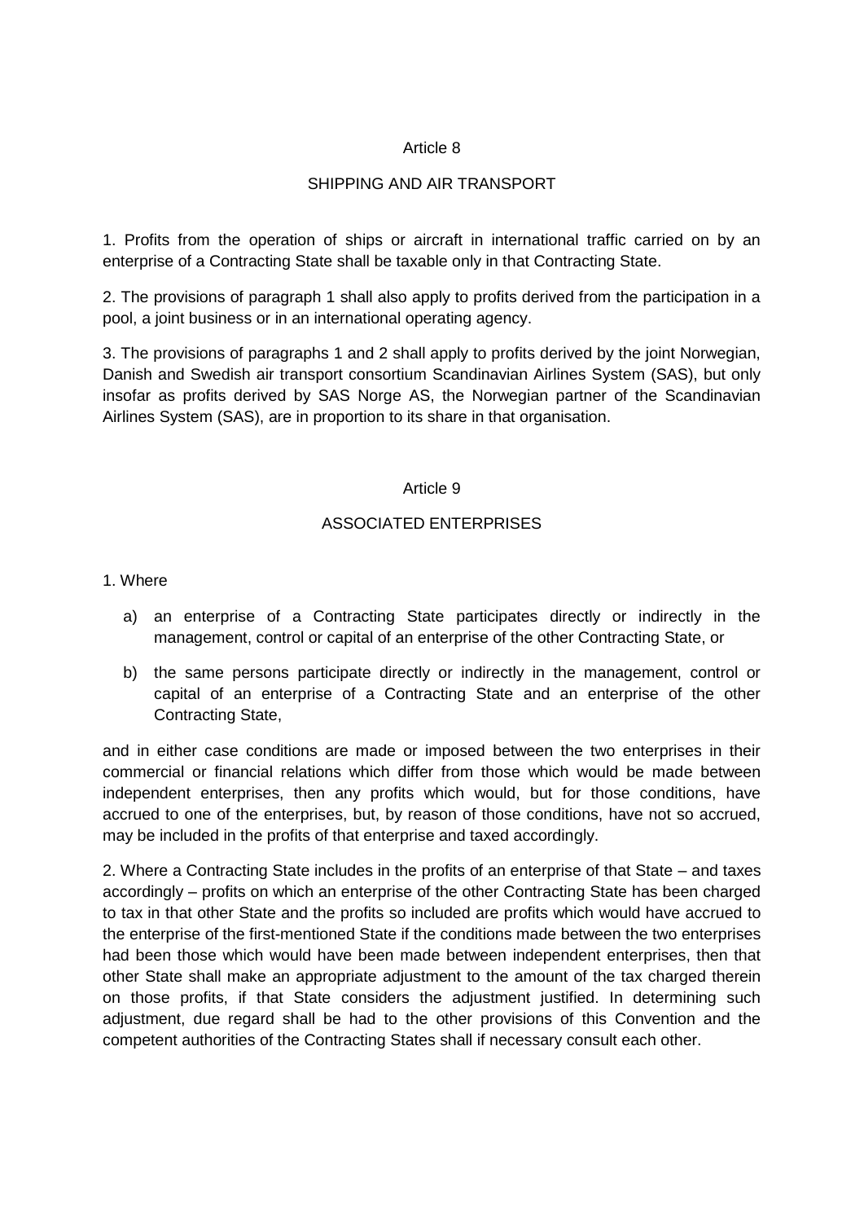## Article 8

## SHIPPING AND AIR TRANSPORT

1. Profits from the operation of ships or aircraft in international traffic carried on by an enterprise of a Contracting State shall be taxable only in that Contracting State.

2. The provisions of paragraph 1 shall also apply to profits derived from the participation in a pool, a joint business or in an international operating agency.

3. The provisions of paragraphs 1 and 2 shall apply to profits derived by the joint Norwegian, Danish and Swedish air transport consortium Scandinavian Airlines System (SAS), but only insofar as profits derived by SAS Norge AS, the Norwegian partner of the Scandinavian Airlines System (SAS), are in proportion to its share in that organisation.

## Article 9

## ASSOCIATED ENTERPRISES

1. Where

   a) an enterprise of a Contracting State participates directly or indirectly in the management, control or capital of an enterprise of the other Contracting State, or

   b) the same persons participate directly or indirectly in the management, control or capital of an enterprise of a Contracting State and an enterprise of the other Contracting State,

and in either case conditions are made or imposed between the two enterprises in their commercial or financial relations which differ from those which would be made between independent enterprises, then any profits which would, but for those conditions, have accrued to one of the enterprises, but, by reason of those conditions, have not so accrued, may be included in the profits of that enterprise and taxed accordingly.

2. Where a Contracting State includes in the profits of an enterprise of that State – and taxes accordingly – profits on which an enterprise of the other Contracting State has been charged to tax in that other State and the profits so included are profits which would have accrued to the enterprise of the first-mentioned State if the conditions made between the two enterprises had been those which would have been made between independent enterprises, then that other State shall make an appropriate adjustment to the amount of the tax charged therein on those profits, if that State considers the adjustment justified. In determining such adjustment, due regard shall be had to the other provisions of this Convention and the competent authorities of the Contracting States shall if necessary consult each other.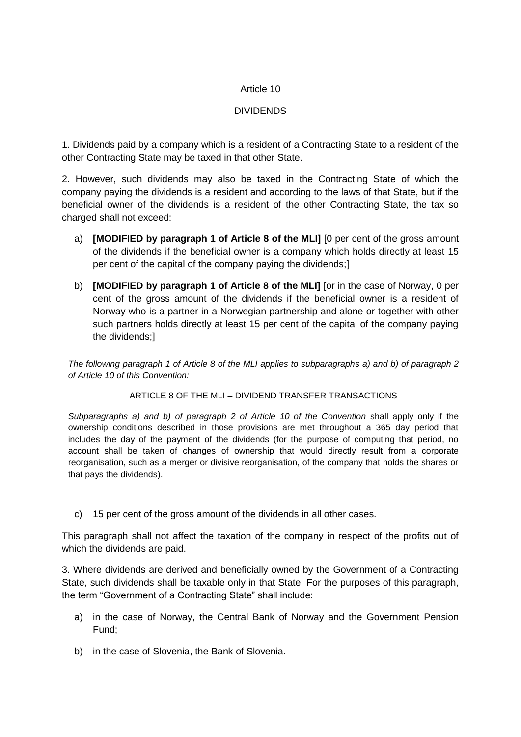Article 10

DIVIDENDS

1. Dividends paid by a company which is a resident of a Contracting State to a resident of the other Contracting State may be taxed in that other State.

2. However, such dividends may also be taxed in the Contracting State of which the company paying the dividends is a resident and according to the laws of that State, but if the beneficial owner of the dividends is a resident of the other Contracting State, the tax so charged shall not exceed:

a) **[MODIFIED by paragraph 1 of Article 8 of the MLI]** [0 per cent of the gross amount of the dividends if the beneficial owner is a company which holds directly at least 15 per cent of the capital of the company paying the dividends;]

b) **[MODIFIED by paragraph 1 of Article 8 of the MLI]** [or in the case of Norway, 0 per cent of the gross amount of the dividends if the beneficial owner is a resident of Norway who is a partner in a Norwegian partnership and alone or together with other such partners holds directly at least 15 per cent of the capital of the company paying the dividends;]

*The following paragraph 1 of Article 8 of the MLI applies to subparagraphs a) and b) of paragraph 2 of Article 10 of this Convention:*

ARTICLE 8 OF THE MLI – DIVIDEND TRANSFER TRANSACTIONS

*Subparagraphs a) and b) of paragraph 2 of Article 10 of the Convention* shall apply only if the ownership conditions described in those provisions are met throughout a 365 day period that includes the day of the payment of the dividends (for the purpose of computing that period, no account shall be taken of changes of ownership that would directly result from a corporate reorganisation, such as a merger or divisive reorganisation, of the company that holds the shares or that pays the dividends).

c) 15 per cent of the gross amount of the dividends in all other cases.

This paragraph shall not affect the taxation of the company in respect of the profits out of which the dividends are paid.

3. Where dividends are derived and beneficially owned by the Government of a Contracting State, such dividends shall be taxable only in that State. For the purposes of this paragraph, the term "Government of a Contracting State" shall include:

a) in the case of Norway, the Central Bank of Norway and the Government Pension Fund;

b) in the case of Slovenia, the Bank of Slovenia.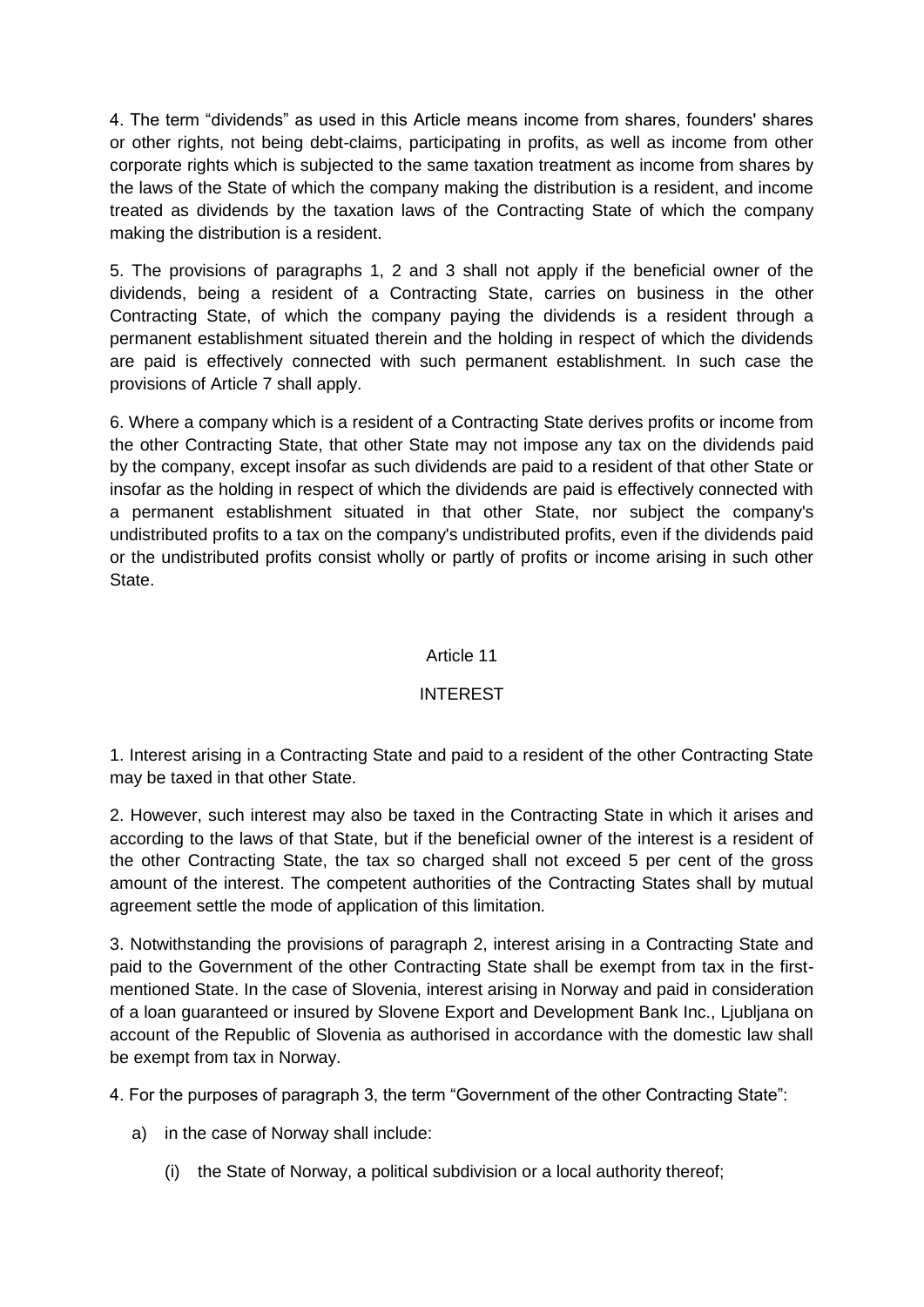4. The term “dividends” as used in this Article means income from shares, founders' shares or other rights, not being debt-claims, participating in profits, as well as income from other corporate rights which is subjected to the same taxation treatment as income from shares by the laws of the State of which the company making the distribution is a resident, and income treated as dividends by the taxation laws of the Contracting State of which the company making the distribution is a resident.

5. The provisions of paragraphs 1, 2 and 3 shall not apply if the beneficial owner of the dividends, being a resident of a Contracting State, carries on business in the other Contracting State, of which the company paying the dividends is a resident through a permanent establishment situated therein and the holding in respect of which the dividends are paid is effectively connected with such permanent establishment. In such case the provisions of Article 7 shall apply.

6. Where a company which is a resident of a Contracting State derives profits or income from the other Contracting State, that other State may not impose any tax on the dividends paid by the company, except insofar as such dividends are paid to a resident of that other State or insofar as the holding in respect of which the dividends are paid is effectively connected with a permanent establishment situated in that other State, nor subject the company's undistributed profits to a tax on the company's undistributed profits, even if the dividends paid or the undistributed profits consist wholly or partly of profits or income arising in such other State.

## Article 11

## INTEREST

1. Interest arising in a Contracting State and paid to a resident of the other Contracting State may be taxed in that other State.

2. However, such interest may also be taxed in the Contracting State in which it arises and according to the laws of that State, but if the beneficial owner of the interest is a resident of the other Contracting State, the tax so charged shall not exceed 5 per cent of the gross amount of the interest. The competent authorities of the Contracting States shall by mutual agreement settle the mode of application of this limitation.

3. Notwithstanding the provisions of paragraph 2, interest arising in a Contracting State and paid to the Government of the other Contracting State shall be exempt from tax in the first-mentioned State. In the case of Slovenia, interest arising in Norway and paid in consideration of a loan guaranteed or insured by Slovene Export and Development Bank Inc., Ljubljana on account of the Republic of Slovenia as authorised in accordance with the domestic law shall be exempt from tax in Norway.

4. For the purposes of paragraph 3, the term “Government of the other Contracting State”:

a) in the case of Norway shall include:

   (i) the State of Norway, a political subdivision or a local authority thereof;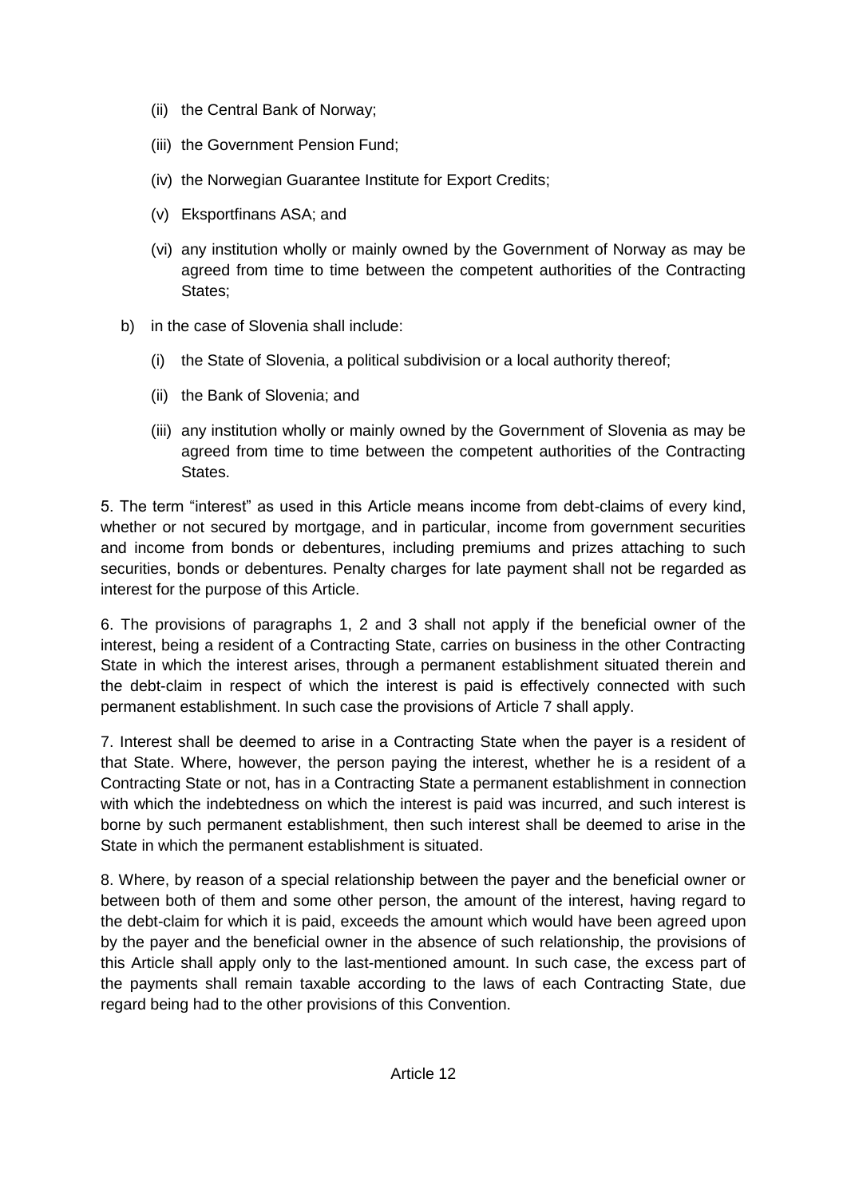(ii) the Central Bank of Norway;

(iii) the Government Pension Fund;

(iv) the Norwegian Guarantee Institute for Export Credits;

(v) Eksportfinans ASA; and

(vi) any institution wholly or mainly owned by the Government of Norway as may be agreed from time to time between the competent authorities of the Contracting States;

b) in the case of Slovenia shall include:

(i) the State of Slovenia, a political subdivision or a local authority thereof;

(ii) the Bank of Slovenia; and

(iii) any institution wholly or mainly owned by the Government of Slovenia as may be agreed from time to time between the competent authorities of the Contracting States.

5. The term "interest" as used in this Article means income from debt-claims of every kind, whether or not secured by mortgage, and in particular, income from government securities and income from bonds or debentures, including premiums and prizes attaching to such securities, bonds or debentures. Penalty charges for late payment shall not be regarded as interest for the purpose of this Article.

6. The provisions of paragraphs 1, 2 and 3 shall not apply if the beneficial owner of the interest, being a resident of a Contracting State, carries on business in the other Contracting State in which the interest arises, through a permanent establishment situated therein and the debt-claim in respect of which the interest is paid is effectively connected with such permanent establishment. In such case the provisions of Article 7 shall apply.

7. Interest shall be deemed to arise in a Contracting State when the payer is a resident of that State. Where, however, the person paying the interest, whether he is a resident of a Contracting State or not, has in a Contracting State a permanent establishment in connection with which the indebtedness on which the interest is paid was incurred, and such interest is borne by such permanent establishment, then such interest shall be deemed to arise in the State in which the permanent establishment is situated.

8. Where, by reason of a special relationship between the payer and the beneficial owner or between both of them and some other person, the amount of the interest, having regard to the debt-claim for which it is paid, exceeds the amount which would have been agreed upon by the payer and the beneficial owner in the absence of such relationship, the provisions of this Article shall apply only to the last-mentioned amount. In such case, the excess part of the payments shall remain taxable according to the laws of each Contracting State, due regard being had to the other provisions of this Convention.

Article 12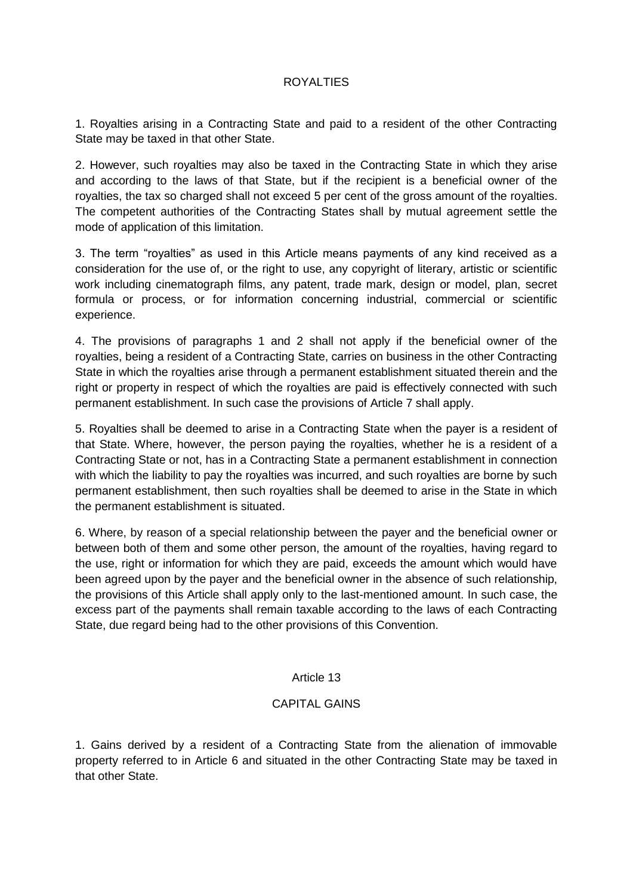## ROYALTIES

1. Royalties arising in a Contracting State and paid to a resident of the other Contracting State may be taxed in that other State.

2. However, such royalties may also be taxed in the Contracting State in which they arise and according to the laws of that State, but if the recipient is a beneficial owner of the royalties, the tax so charged shall not exceed 5 per cent of the gross amount of the royalties. The competent authorities of the Contracting States shall by mutual agreement settle the mode of application of this limitation.

3. The term "royalties" as used in this Article means payments of any kind received as a consideration for the use of, or the right to use, any copyright of literary, artistic or scientific work including cinematograph films, any patent, trade mark, design or model, plan, secret formula or process, or for information concerning industrial, commercial or scientific experience.

4. The provisions of paragraphs 1 and 2 shall not apply if the beneficial owner of the royalties, being a resident of a Contracting State, carries on business in the other Contracting State in which the royalties arise through a permanent establishment situated therein and the right or property in respect of which the royalties are paid is effectively connected with such permanent establishment. In such case the provisions of Article 7 shall apply.

5. Royalties shall be deemed to arise in a Contracting State when the payer is a resident of that State. Where, however, the person paying the royalties, whether he is a resident of a Contracting State or not, has in a Contracting State a permanent establishment in connection with which the liability to pay the royalties was incurred, and such royalties are borne by such permanent establishment, then such royalties shall be deemed to arise in the State in which the permanent establishment is situated.

6. Where, by reason of a special relationship between the payer and the beneficial owner or between both of them and some other person, the amount of the royalties, having regard to the use, right or information for which they are paid, exceeds the amount which would have been agreed upon by the payer and the beneficial owner in the absence of such relationship, the provisions of this Article shall apply only to the last-mentioned amount. In such case, the excess part of the payments shall remain taxable according to the laws of each Contracting State, due regard being had to the other provisions of this Convention.

## Article 13

## CAPITAL GAINS

1. Gains derived by a resident of a Contracting State from the alienation of immovable property referred to in Article 6 and situated in the other Contracting State may be taxed in that other State.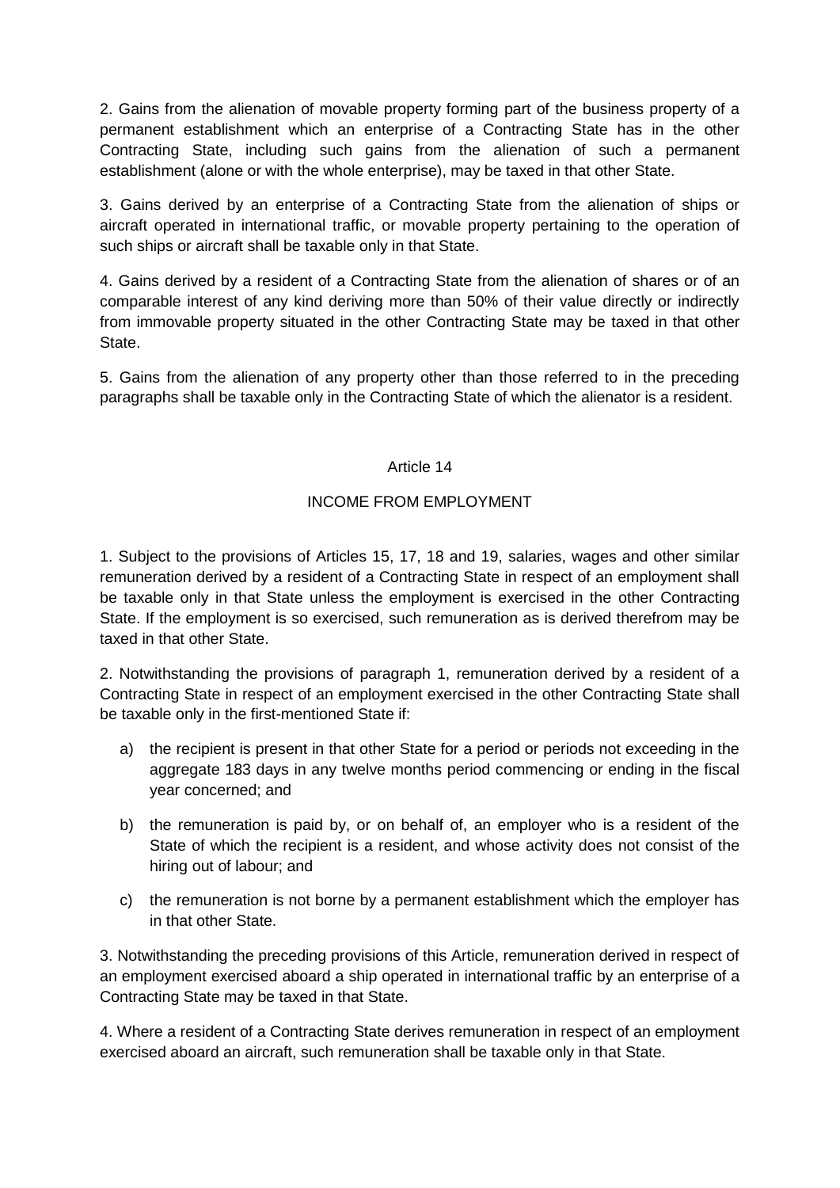2. Gains from the alienation of movable property forming part of the business property of a permanent establishment which an enterprise of a Contracting State has in the other Contracting State, including such gains from the alienation of such a permanent establishment (alone or with the whole enterprise), may be taxed in that other State.

3. Gains derived by an enterprise of a Contracting State from the alienation of ships or aircraft operated in international traffic, or movable property pertaining to the operation of such ships or aircraft shall be taxable only in that State.

4. Gains derived by a resident of a Contracting State from the alienation of shares or of an comparable interest of any kind deriving more than 50% of their value directly or indirectly from immovable property situated in the other Contracting State may be taxed in that other State.

5. Gains from the alienation of any property other than those referred to in the preceding paragraphs shall be taxable only in the Contracting State of which the alienator is a resident.

## Article 14

## INCOME FROM EMPLOYMENT

1. Subject to the provisions of Articles 15, 17, 18 and 19, salaries, wages and other similar remuneration derived by a resident of a Contracting State in respect of an employment shall be taxable only in that State unless the employment is exercised in the other Contracting State. If the employment is so exercised, such remuneration as is derived therefrom may be taxed in that other State.

2. Notwithstanding the provisions of paragraph 1, remuneration derived by a resident of a Contracting State in respect of an employment exercised in the other Contracting State shall be taxable only in the first-mentioned State if:

a) the recipient is present in that other State for a period or periods not exceeding in the aggregate 183 days in any twelve months period commencing or ending in the fiscal year concerned; and

b) the remuneration is paid by, or on behalf of, an employer who is a resident of the State of which the recipient is a resident, and whose activity does not consist of the hiring out of labour; and

c) the remuneration is not borne by a permanent establishment which the employer has in that other State.

3. Notwithstanding the preceding provisions of this Article, remuneration derived in respect of an employment exercised aboard a ship operated in international traffic by an enterprise of a Contracting State may be taxed in that State.

4. Where a resident of a Contracting State derives remuneration in respect of an employment exercised aboard an aircraft, such remuneration shall be taxable only in that State.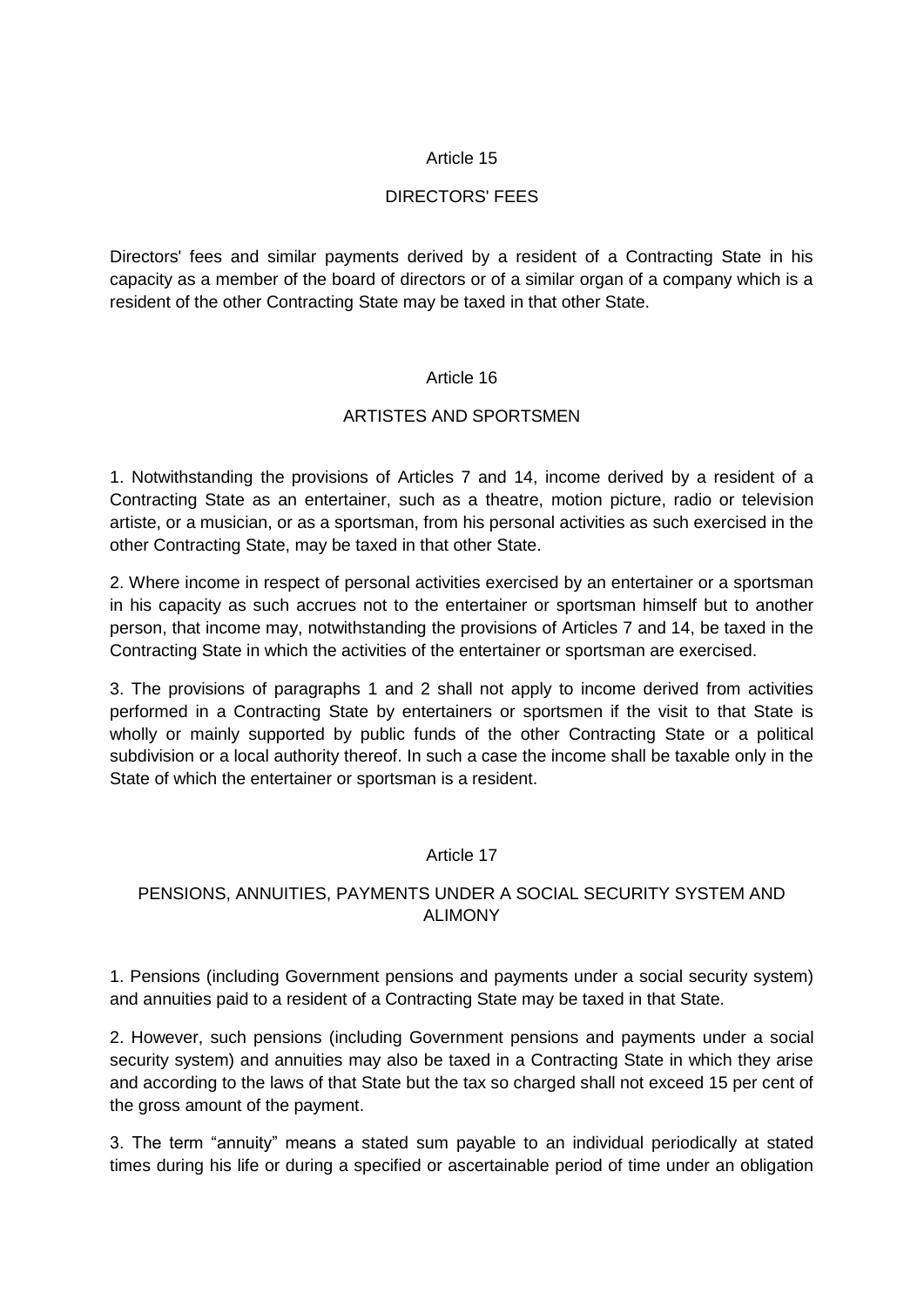## Article 15

## DIRECTORS' FEES

Directors' fees and similar payments derived by a resident of a Contracting State in his capacity as a member of the board of directors or of a similar organ of a company which is a resident of the other Contracting State may be taxed in that other State.

## Article 16

## ARTISTES AND SPORTSMEN

1. Notwithstanding the provisions of Articles 7 and 14, income derived by a resident of a Contracting State as an entertainer, such as a theatre, motion picture, radio or television artiste, or a musician, or as a sportsman, from his personal activities as such exercised in the other Contracting State, may be taxed in that other State.

2. Where income in respect of personal activities exercised by an entertainer or a sportsman in his capacity as such accrues not to the entertainer or sportsman himself but to another person, that income may, notwithstanding the provisions of Articles 7 and 14, be taxed in the Contracting State in which the activities of the entertainer or sportsman are exercised.

3. The provisions of paragraphs 1 and 2 shall not apply to income derived from activities performed in a Contracting State by entertainers or sportsmen if the visit to that State is wholly or mainly supported by public funds of the other Contracting State or a political subdivision or a local authority thereof. In such a case the income shall be taxable only in the State of which the entertainer or sportsman is a resident.

## Article 17

## PENSIONS, ANNUITIES, PAYMENTS UNDER A SOCIAL SECURITY SYSTEM AND ALIMONY

1. Pensions (including Government pensions and payments under a social security system) and annuities paid to a resident of a Contracting State may be taxed in that State.

2. However, such pensions (including Government pensions and payments under a social security system) and annuities may also be taxed in a Contracting State in which they arise and according to the laws of that State but the tax so charged shall not exceed 15 per cent of the gross amount of the payment.

3. The term "annuity" means a stated sum payable to an individual periodically at stated times during his life or during a specified or ascertainable period of time under an obligation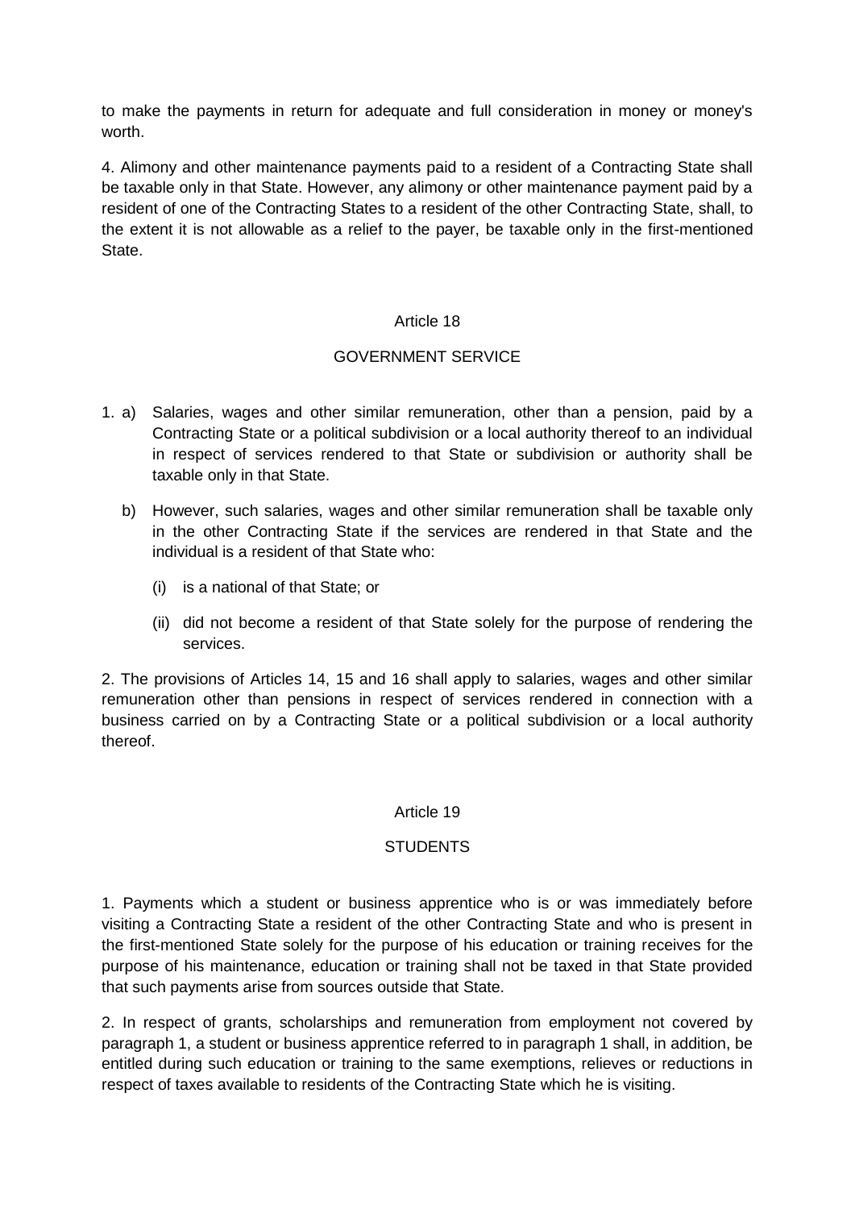to make the payments in return for adequate and full consideration in money or money's worth.

4. Alimony and other maintenance payments paid to a resident of a Contracting State shall be taxable only in that State. However, any alimony or other maintenance payment paid by a resident of one of the Contracting States to a resident of the other Contracting State, shall, to the extent it is not allowable as a relief to the payer, be taxable only in the first-mentioned State.

## Article 18

## GOVERNMENT SERVICE

1. a) Salaries, wages and other similar remuneration, other than a pension, paid by a Contracting State or a political subdivision or a local authority thereof to an individual in respect of services rendered to that State or subdivision or authority shall be taxable only in that State.

   b) However, such salaries, wages and other similar remuneration shall be taxable only in the other Contracting State if the services are rendered in that State and the individual is a resident of that State who:

      (i) is a national of that State; or

      (ii) did not become a resident of that State solely for the purpose of rendering the services.

2. The provisions of Articles 14, 15 and 16 shall apply to salaries, wages and other similar remuneration other than pensions in respect of services rendered in connection with a business carried on by a Contracting State or a political subdivision or a local authority thereof.

## Article 19

## STUDENTS

1. Payments which a student or business apprentice who is or was immediately before visiting a Contracting State a resident of the other Contracting State and who is present in the first-mentioned State solely for the purpose of his education or training receives for the purpose of his maintenance, education or training shall not be taxed in that State provided that such payments arise from sources outside that State.

2. In respect of grants, scholarships and remuneration from employment not covered by paragraph 1, a student or business apprentice referred to in paragraph 1 shall, in addition, be entitled during such education or training to the same exemptions, relieves or reductions in respect of taxes available to residents of the Contracting State which he is visiting.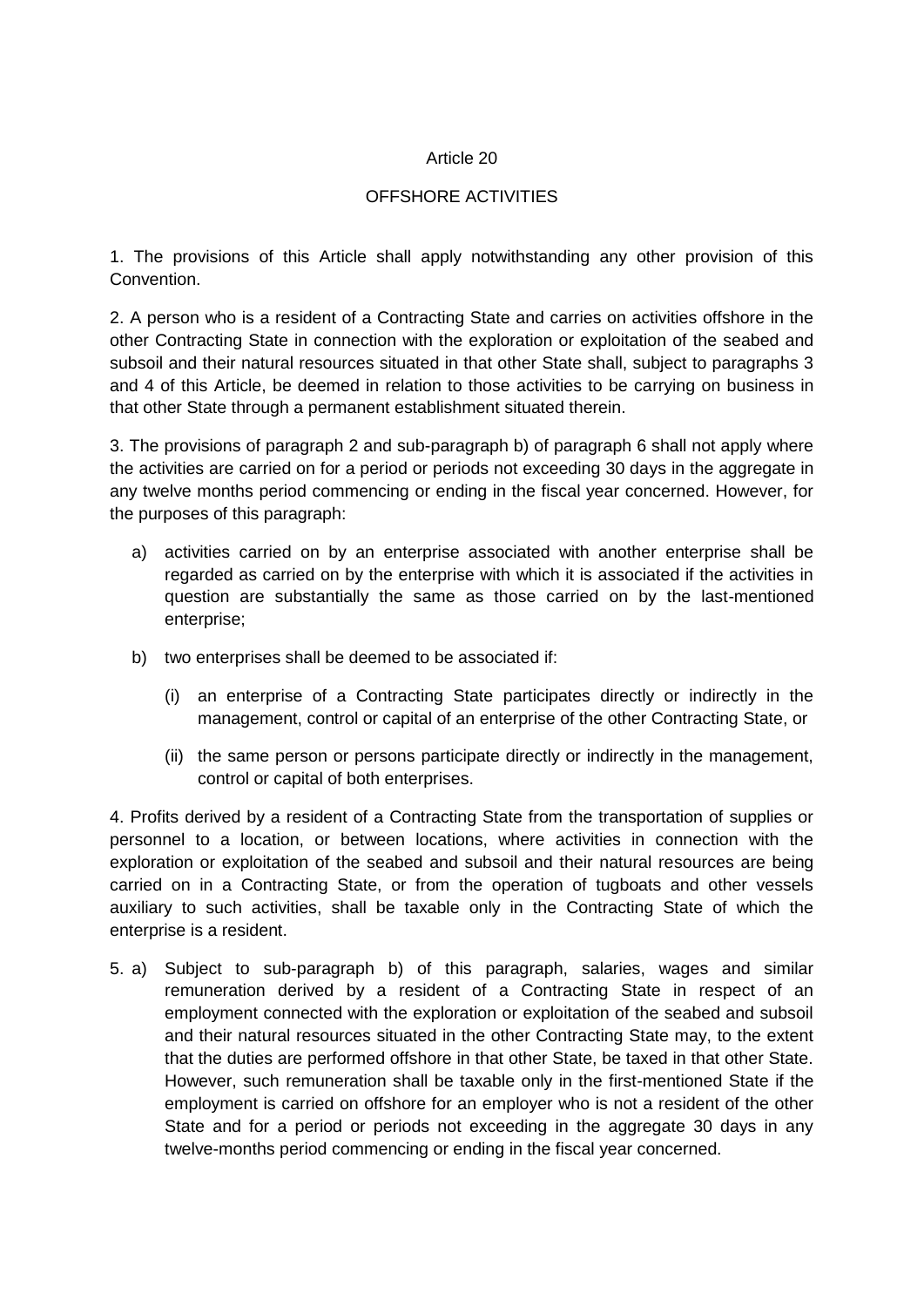## Article 20

## OFFSHORE ACTIVITIES

1. The provisions of this Article shall apply notwithstanding any other provision of this Convention.

2. A person who is a resident of a Contracting State and carries on activities offshore in the other Contracting State in connection with the exploration or exploitation of the seabed and subsoil and their natural resources situated in that other State shall, subject to paragraphs 3 and 4 of this Article, be deemed in relation to those activities to be carrying on business in that other State through a permanent establishment situated therein.

3. The provisions of paragraph 2 and sub-paragraph b) of paragraph 6 shall not apply where the activities are carried on for a period or periods not exceeding 30 days in the aggregate in any twelve months period commencing or ending in the fiscal year concerned. However, for the purposes of this paragraph:

a) activities carried on by an enterprise associated with another enterprise shall be regarded as carried on by the enterprise with which it is associated if the activities in question are substantially the same as those carried on by the last-mentioned enterprise;

b) two enterprises shall be deemed to be associated if:

   (i) an enterprise of a Contracting State participates directly or indirectly in the management, control or capital of an enterprise of the other Contracting State, or

   (ii) the same person or persons participate directly or indirectly in the management, control or capital of both enterprises.

4. Profits derived by a resident of a Contracting State from the transportation of supplies or personnel to a location, or between locations, where activities in connection with the exploration or exploitation of the seabed and subsoil and their natural resources are being carried on in a Contracting State, or from the operation of tugboats and other vessels auxiliary to such activities, shall be taxable only in the Contracting State of which the enterprise is a resident.

5. a) Subject to sub-paragraph b) of this paragraph, salaries, wages and similar remuneration derived by a resident of a Contracting State in respect of an employment connected with the exploration or exploitation of the seabed and subsoil and their natural resources situated in the other Contracting State may, to the extent that the duties are performed offshore in that other State, be taxed in that other State. However, such remuneration shall be taxable only in the first-mentioned State if the employment is carried on offshore for an employer who is not a resident of the other State and for a period or periods not exceeding in the aggregate 30 days in any twelve-months period commencing or ending in the fiscal year concerned.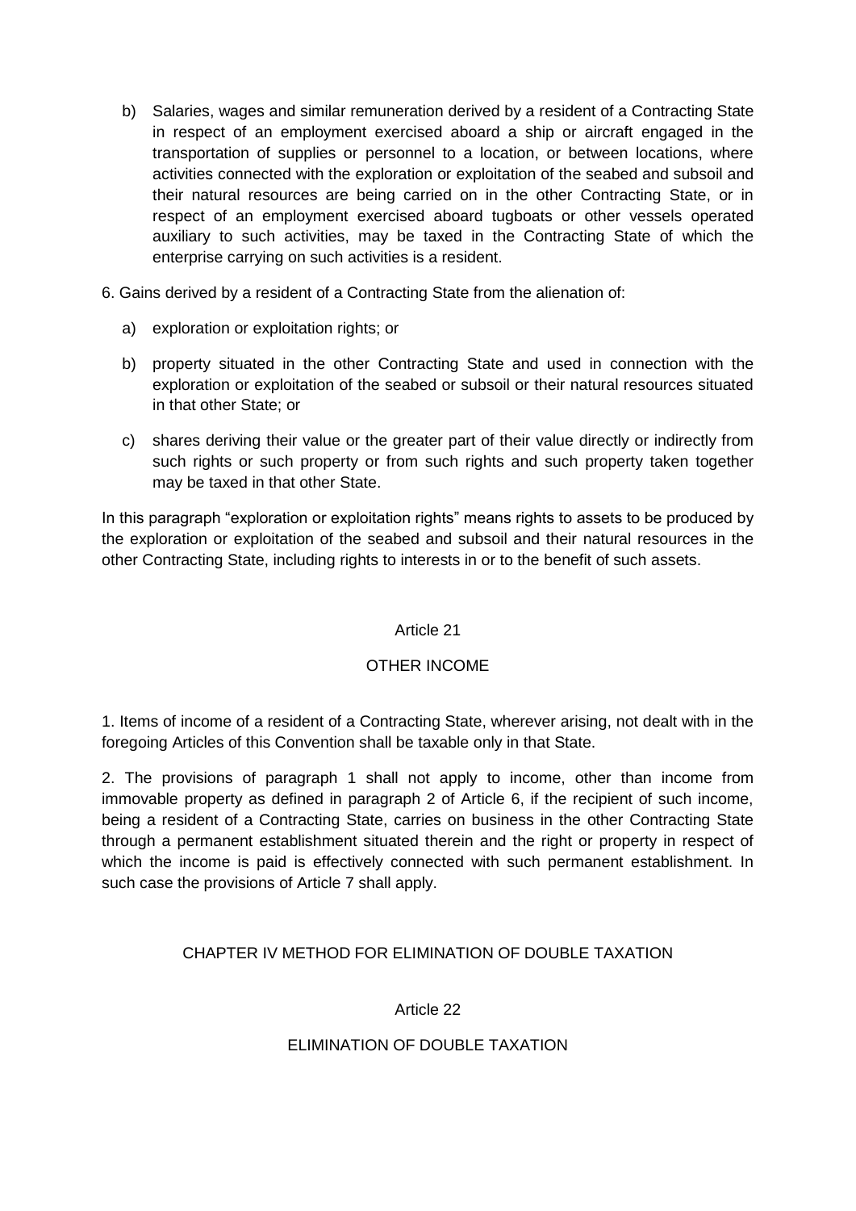b) Salaries, wages and similar remuneration derived by a resident of a Contracting State in respect of an employment exercised aboard a ship or aircraft engaged in the transportation of supplies or personnel to a location, or between locations, where activities connected with the exploration or exploitation of the seabed and subsoil and their natural resources are being carried on in the other Contracting State, or in respect of an employment exercised aboard tugboats or other vessels operated auxiliary to such activities, may be taxed in the Contracting State of which the enterprise carrying on such activities is a resident.

6. Gains derived by a resident of a Contracting State from the alienation of:

a) exploration or exploitation rights; or

b) property situated in the other Contracting State and used in connection with the exploration or exploitation of the seabed or subsoil or their natural resources situated in that other State; or

c) shares deriving their value or the greater part of their value directly or indirectly from such rights or such property or from such rights and such property taken together may be taxed in that other State.

In this paragraph "exploration or exploitation rights" means rights to assets to be produced by the exploration or exploitation of the seabed and subsoil and their natural resources in the other Contracting State, including rights to interests in or to the benefit of such assets.

## Article 21

## OTHER INCOME

1. Items of income of a resident of a Contracting State, wherever arising, not dealt with in the foregoing Articles of this Convention shall be taxable only in that State.

2. The provisions of paragraph 1 shall not apply to income, other than income from immovable property as defined in paragraph 2 of Article 6, if the recipient of such income, being a resident of a Contracting State, carries on business in the other Contracting State through a permanent establishment situated therein and the right or property in respect of which the income is paid is effectively connected with such permanent establishment. In such case the provisions of Article 7 shall apply.

# CHAPTER IV METHOD FOR ELIMINATION OF DOUBLE TAXATION

## Article 22

## ELIMINATION OF DOUBLE TAXATION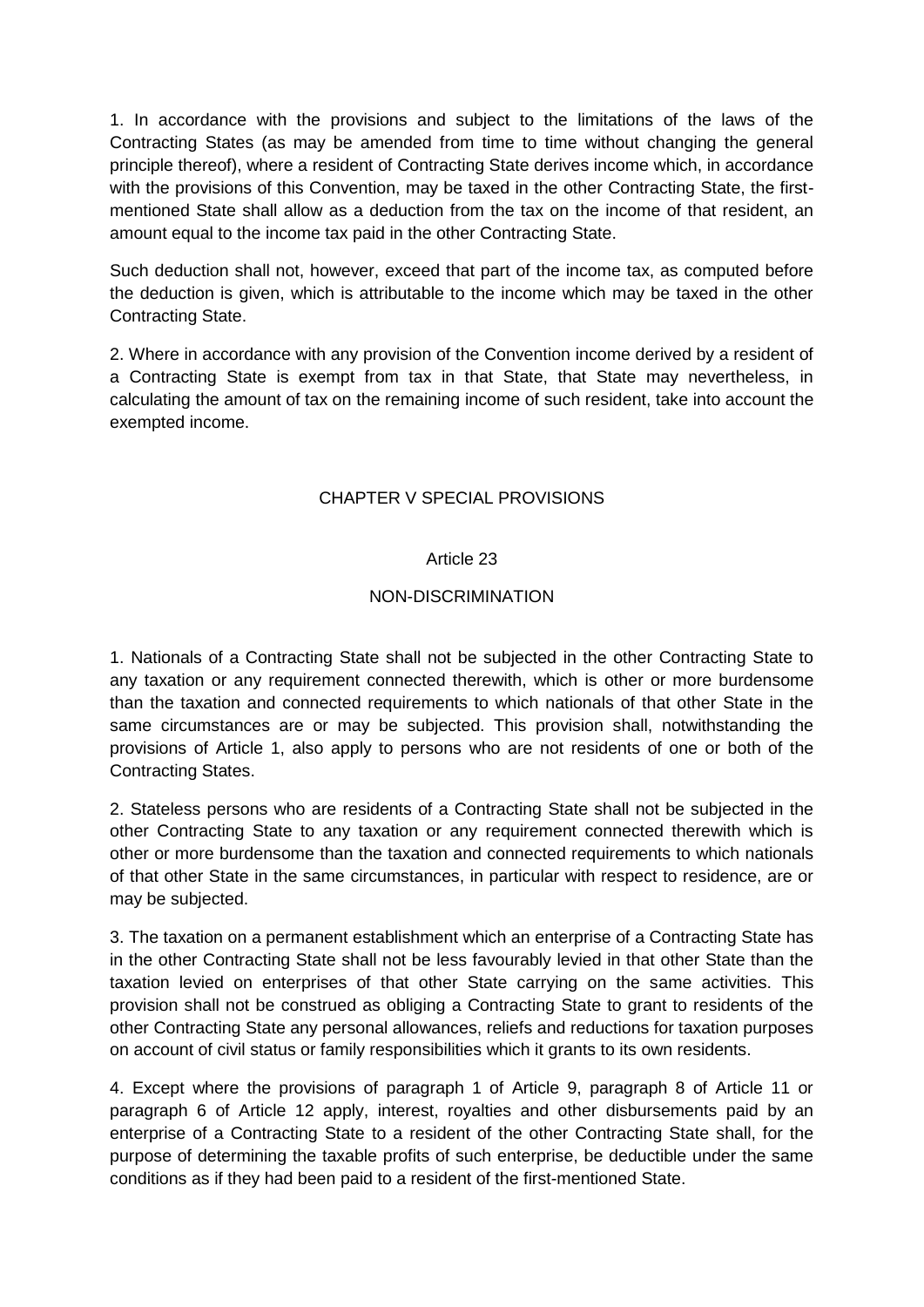1. In accordance with the provisions and subject to the limitations of the laws of the Contracting States (as may be amended from time to time without changing the general principle thereof), where a resident of Contracting State derives income which, in accordance with the provisions of this Convention, may be taxed in the other Contracting State, the first-mentioned State shall allow as a deduction from the tax on the income of that resident, an amount equal to the income tax paid in the other Contracting State.

Such deduction shall not, however, exceed that part of the income tax, as computed before the deduction is given, which is attributable to the income which may be taxed in the other Contracting State.

2. Where in accordance with any provision of the Convention income derived by a resident of a Contracting State is exempt from tax in that State, that State may nevertheless, in calculating the amount of tax on the remaining income of such resident, take into account the exempted income.

## CHAPTER V SPECIAL PROVISIONS

### Article 23

### NON-DISCRIMINATION

1. Nationals of a Contracting State shall not be subjected in the other Contracting State to any taxation or any requirement connected therewith, which is other or more burdensome than the taxation and connected requirements to which nationals of that other State in the same circumstances are or may be subjected. This provision shall, notwithstanding the provisions of Article 1, also apply to persons who are not residents of one or both of the Contracting States.

2. Stateless persons who are residents of a Contracting State shall not be subjected in the other Contracting State to any taxation or any requirement connected therewith which is other or more burdensome than the taxation and connected requirements to which nationals of that other State in the same circumstances, in particular with respect to residence, are or may be subjected.

3. The taxation on a permanent establishment which an enterprise of a Contracting State has in the other Contracting State shall not be less favourably levied in that other State than the taxation levied on enterprises of that other State carrying on the same activities. This provision shall not be construed as obliging a Contracting State to grant to residents of the other Contracting State any personal allowances, reliefs and reductions for taxation purposes on account of civil status or family responsibilities which it grants to its own residents.

4. Except where the provisions of paragraph 1 of Article 9, paragraph 8 of Article 11 or paragraph 6 of Article 12 apply, interest, royalties and other disbursements paid by an enterprise of a Contracting State to a resident of the other Contracting State shall, for the purpose of determining the taxable profits of such enterprise, be deductible under the same conditions as if they had been paid to a resident of the first-mentioned State.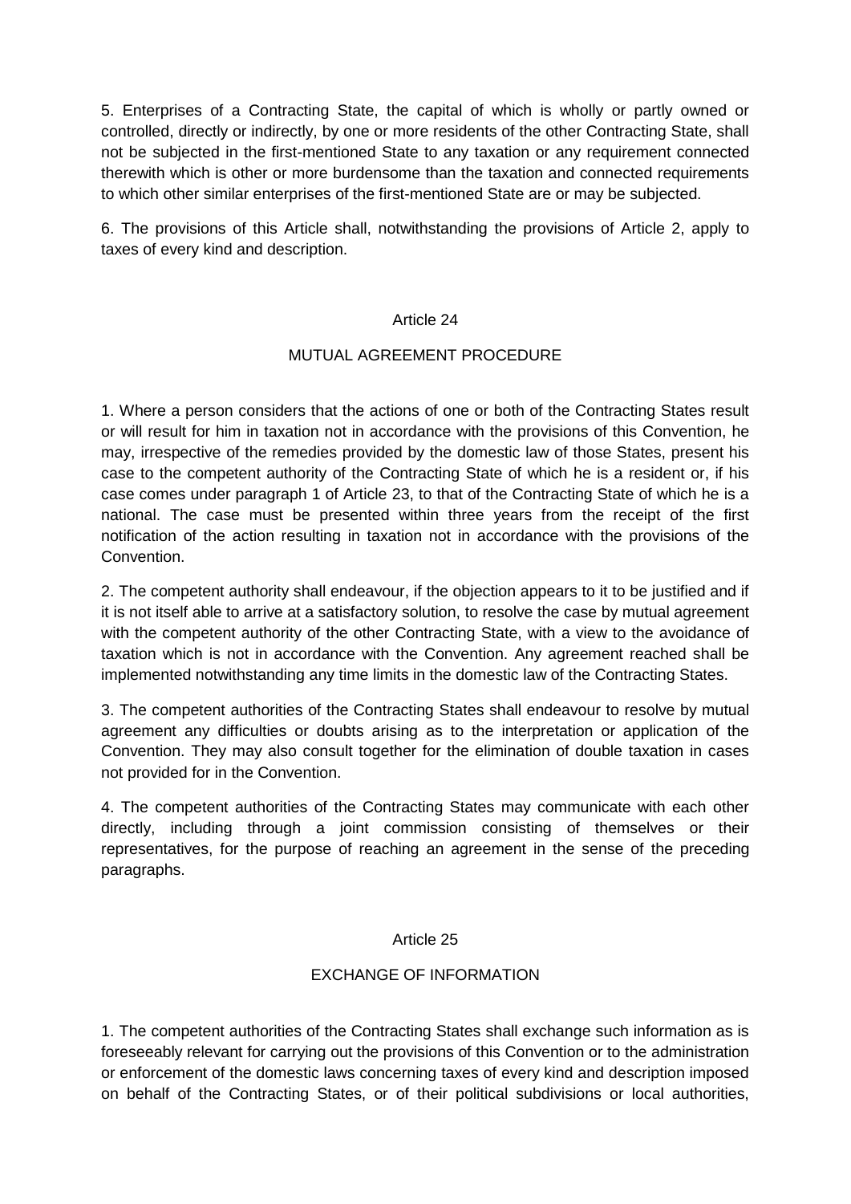5. Enterprises of a Contracting State, the capital of which is wholly or partly owned or controlled, directly or indirectly, by one or more residents of the other Contracting State, shall not be subjected in the first-mentioned State to any taxation or any requirement connected therewith which is other or more burdensome than the taxation and connected requirements to which other similar enterprises of the first-mentioned State are or may be subjected.

6. The provisions of this Article shall, notwithstanding the provisions of Article 2, apply to taxes of every kind and description.

## Article 24

## MUTUAL AGREEMENT PROCEDURE

1. Where a person considers that the actions of one or both of the Contracting States result or will result for him in taxation not in accordance with the provisions of this Convention, he may, irrespective of the remedies provided by the domestic law of those States, present his case to the competent authority of the Contracting State of which he is a resident or, if his case comes under paragraph 1 of Article 23, to that of the Contracting State of which he is a national. The case must be presented within three years from the receipt of the first notification of the action resulting in taxation not in accordance with the provisions of the Convention.

2. The competent authority shall endeavour, if the objection appears to it to be justified and if it is not itself able to arrive at a satisfactory solution, to resolve the case by mutual agreement with the competent authority of the other Contracting State, with a view to the avoidance of taxation which is not in accordance with the Convention. Any agreement reached shall be implemented notwithstanding any time limits in the domestic law of the Contracting States.

3. The competent authorities of the Contracting States shall endeavour to resolve by mutual agreement any difficulties or doubts arising as to the interpretation or application of the Convention. They may also consult together for the elimination of double taxation in cases not provided for in the Convention.

4. The competent authorities of the Contracting States may communicate with each other directly, including through a joint commission consisting of themselves or their representatives, for the purpose of reaching an agreement in the sense of the preceding paragraphs.

## Article 25

## EXCHANGE OF INFORMATION

1. The competent authorities of the Contracting States shall exchange such information as is foreseeably relevant for carrying out the provisions of this Convention or to the administration or enforcement of the domestic laws concerning taxes of every kind and description imposed on behalf of the Contracting States, or of their political subdivisions or local authorities,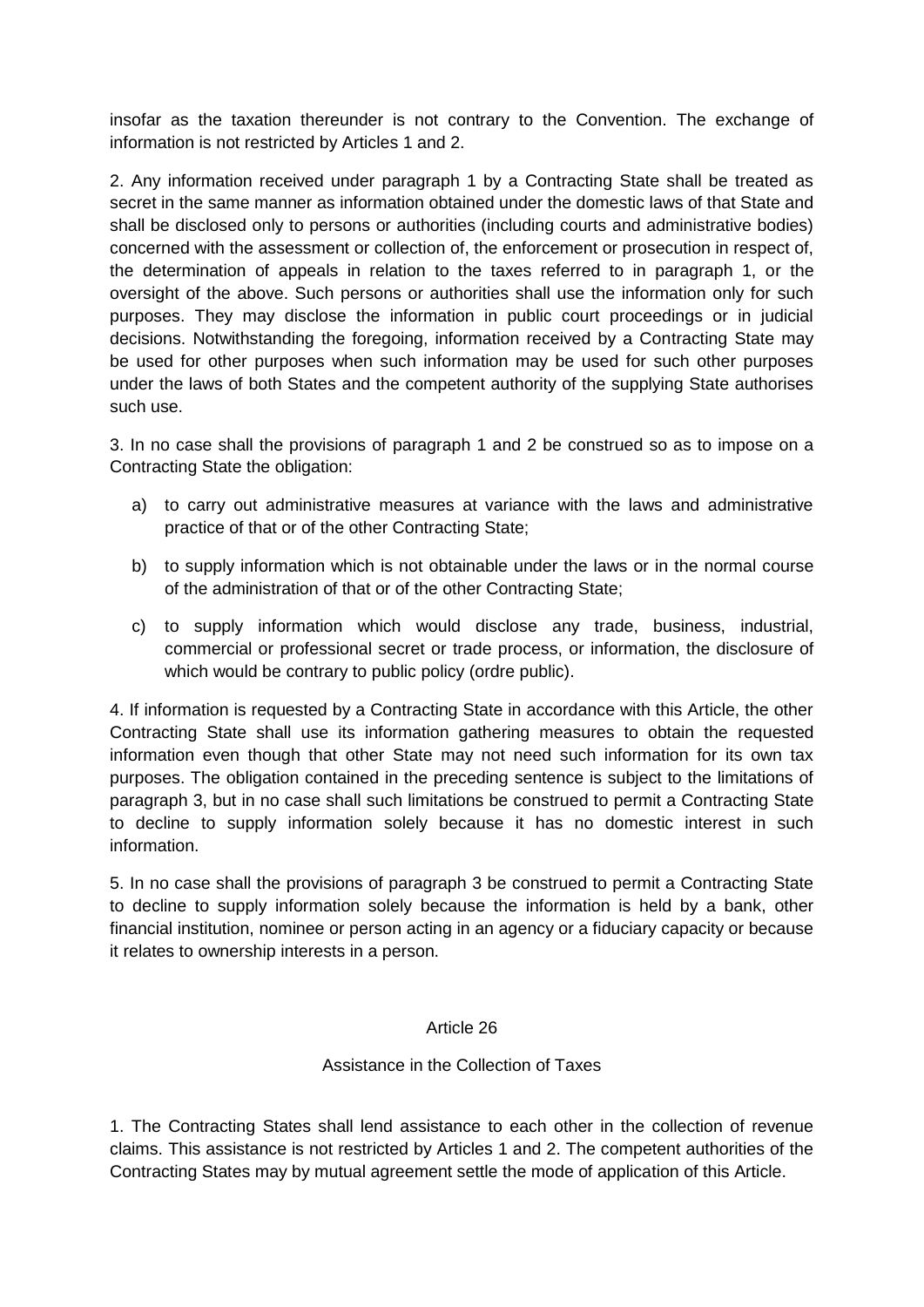insofar as the taxation thereunder is not contrary to the Convention. The exchange of information is not restricted by Articles 1 and 2.

2. Any information received under paragraph 1 by a Contracting State shall be treated as secret in the same manner as information obtained under the domestic laws of that State and shall be disclosed only to persons or authorities (including courts and administrative bodies) concerned with the assessment or collection of, the enforcement or prosecution in respect of, the determination of appeals in relation to the taxes referred to in paragraph 1, or the oversight of the above. Such persons or authorities shall use the information only for such purposes. They may disclose the information in public court proceedings or in judicial decisions. Notwithstanding the foregoing, information received by a Contracting State may be used for other purposes when such information may be used for such other purposes under the laws of both States and the competent authority of the supplying State authorises such use.

3. In no case shall the provisions of paragraph 1 and 2 be construed so as to impose on a Contracting State the obligation:

a) to carry out administrative measures at variance with the laws and administrative practice of that or of the other Contracting State;

b) to supply information which is not obtainable under the laws or in the normal course of the administration of that or of the other Contracting State;

c) to supply information which would disclose any trade, business, industrial, commercial or professional secret or trade process, or information, the disclosure of which would be contrary to public policy (ordre public).

4. If information is requested by a Contracting State in accordance with this Article, the other Contracting State shall use its information gathering measures to obtain the requested information even though that other State may not need such information for its own tax purposes. The obligation contained in the preceding sentence is subject to the limitations of paragraph 3, but in no case shall such limitations be construed to permit a Contracting State to decline to supply information solely because it has no domestic interest in such information.

5. In no case shall the provisions of paragraph 3 be construed to permit a Contracting State to decline to supply information solely because the information is held by a bank, other financial institution, nominee or person acting in an agency or a fiduciary capacity or because it relates to ownership interests in a person.

## Article 26

### Assistance in the Collection of Taxes

1. The Contracting States shall lend assistance to each other in the collection of revenue claims. This assistance is not restricted by Articles 1 and 2. The competent authorities of the Contracting States may by mutual agreement settle the mode of application of this Article.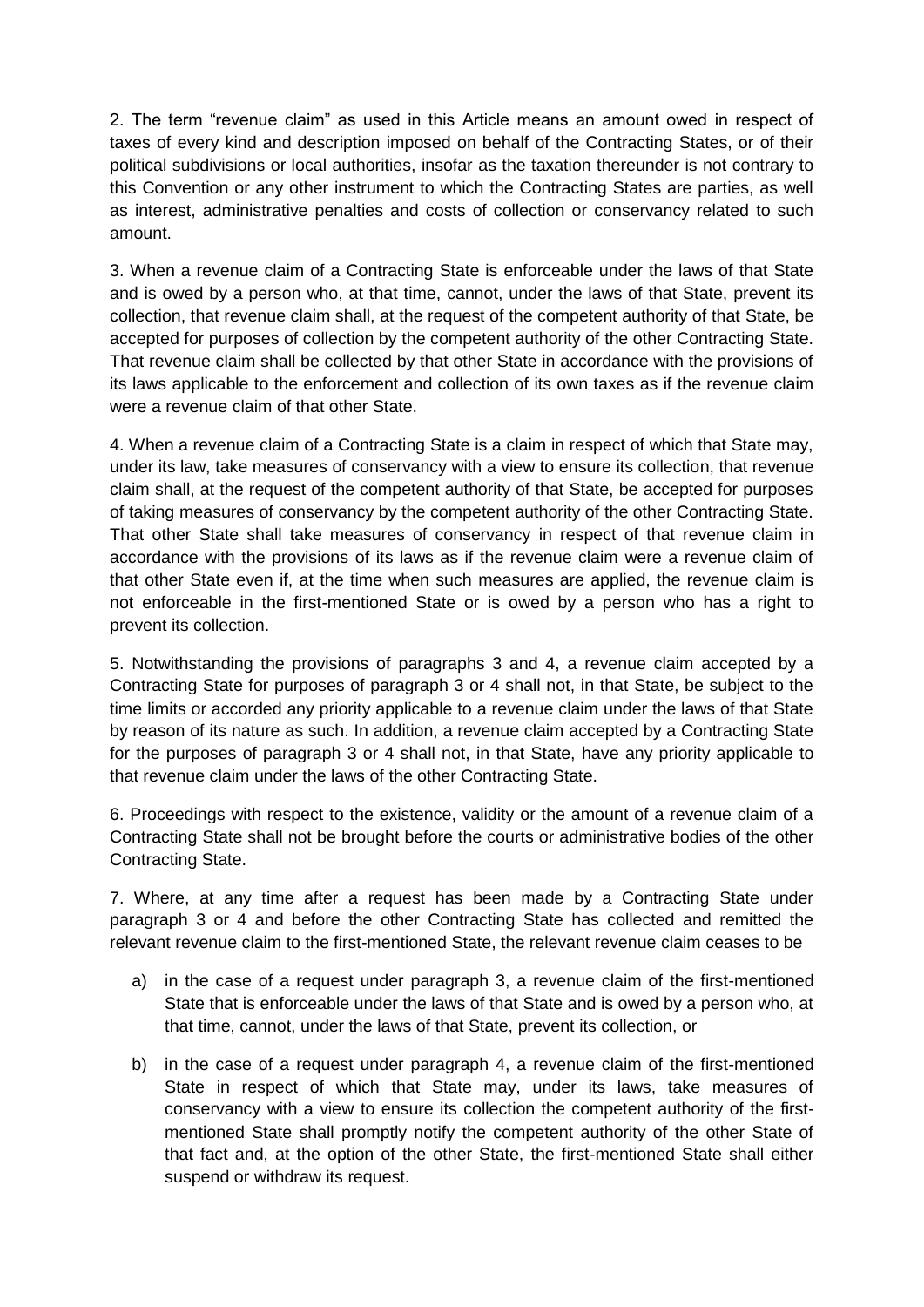2. The term "revenue claim" as used in this Article means an amount owed in respect of taxes of every kind and description imposed on behalf of the Contracting States, or of their political subdivisions or local authorities, insofar as the taxation thereunder is not contrary to this Convention or any other instrument to which the Contracting States are parties, as well as interest, administrative penalties and costs of collection or conservancy related to such amount.

3. When a revenue claim of a Contracting State is enforceable under the laws of that State and is owed by a person who, at that time, cannot, under the laws of that State, prevent its collection, that revenue claim shall, at the request of the competent authority of that State, be accepted for purposes of collection by the competent authority of the other Contracting State. That revenue claim shall be collected by that other State in accordance with the provisions of its laws applicable to the enforcement and collection of its own taxes as if the revenue claim were a revenue claim of that other State.

4. When a revenue claim of a Contracting State is a claim in respect of which that State may, under its law, take measures of conservancy with a view to ensure its collection, that revenue claim shall, at the request of the competent authority of that State, be accepted for purposes of taking measures of conservancy by the competent authority of the other Contracting State. That other State shall take measures of conservancy in respect of that revenue claim in accordance with the provisions of its laws as if the revenue claim were a revenue claim of that other State even if, at the time when such measures are applied, the revenue claim is not enforceable in the first-mentioned State or is owed by a person who has a right to prevent its collection.

5. Notwithstanding the provisions of paragraphs 3 and 4, a revenue claim accepted by a Contracting State for purposes of paragraph 3 or 4 shall not, in that State, be subject to the time limits or accorded any priority applicable to a revenue claim under the laws of that State by reason of its nature as such. In addition, a revenue claim accepted by a Contracting State for the purposes of paragraph 3 or 4 shall not, in that State, have any priority applicable to that revenue claim under the laws of the other Contracting State.

6. Proceedings with respect to the existence, validity or the amount of a revenue claim of a Contracting State shall not be brought before the courts or administrative bodies of the other Contracting State.

7. Where, at any time after a request has been made by a Contracting State under paragraph 3 or 4 and before the other Contracting State has collected and remitted the relevant revenue claim to the first-mentioned State, the relevant revenue claim ceases to be

a) in the case of a request under paragraph 3, a revenue claim of the first-mentioned State that is enforceable under the laws of that State and is owed by a person who, at that time, cannot, under the laws of that State, prevent its collection, or

b) in the case of a request under paragraph 4, a revenue claim of the first-mentioned State in respect of which that State may, under its laws, take measures of conservancy with a view to ensure its collection the competent authority of the first-mentioned State shall promptly notify the competent authority of the other State of that fact and, at the option of the other State, the first-mentioned State shall either suspend or withdraw its request.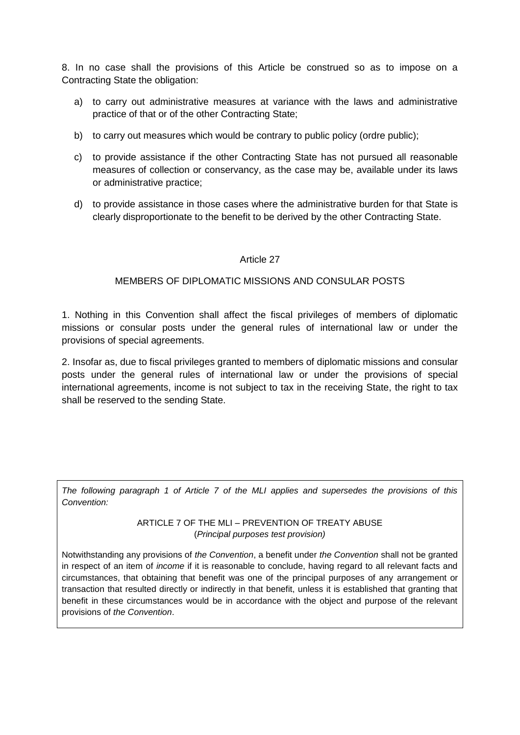8. In no case shall the provisions of this Article be construed so as to impose on a Contracting State the obligation:

a) to carry out administrative measures at variance with the laws and administrative practice of that or of the other Contracting State;

b) to carry out measures which would be contrary to public policy (ordre public);

c) to provide assistance if the other Contracting State has not pursued all reasonable measures of collection or conservancy, as the case may be, available under its laws or administrative practice;

d) to provide assistance in those cases where the administrative burden for that State is clearly disproportionate to the benefit to be derived by the other Contracting State.

## Article 27

## MEMBERS OF DIPLOMATIC MISSIONS AND CONSULAR POSTS

1. Nothing in this Convention shall affect the fiscal privileges of members of diplomatic missions or consular posts under the general rules of international law or under the provisions of special agreements.

2. Insofar as, due to fiscal privileges granted to members of diplomatic missions and consular posts under the general rules of international law or under the provisions of special international agreements, income is not subject to tax in the receiving State, the right to tax shall be reserved to the sending State.

*The following paragraph 1 of Article 7 of the MLI applies and supersedes the provisions of this Convention:*

ARTICLE 7 OF THE MLI – PREVENTION OF TREATY ABUSE
(*Principal purposes test provision)*

Notwithstanding any provisions of *the Convention*, a benefit under *the Convention* shall not be granted in respect of an item of *income* if it is reasonable to conclude, having regard to all relevant facts and circumstances, that obtaining that benefit was one of the principal purposes of any arrangement or transaction that resulted directly or indirectly in that benefit, unless it is established that granting that benefit in these circumstances would be in accordance with the object and purpose of the relevant provisions of *the Convention*.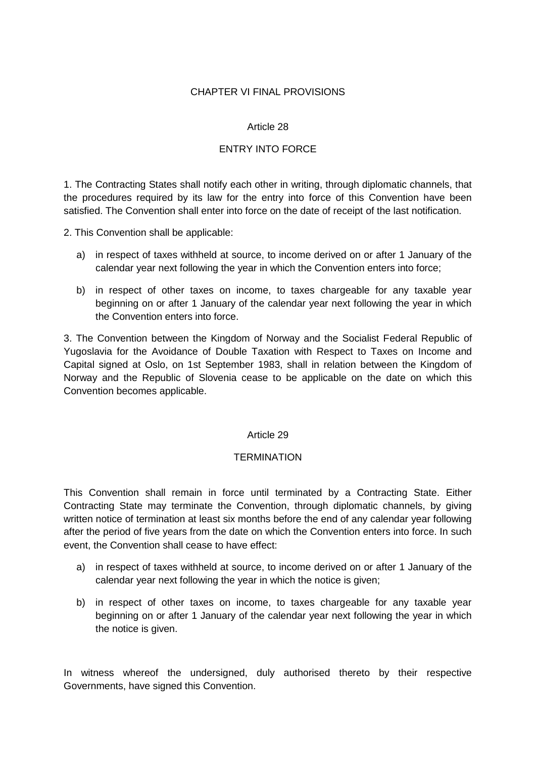## CHAPTER VI FINAL PROVISIONS

### Article 28

### ENTRY INTO FORCE

1. The Contracting States shall notify each other in writing, through diplomatic channels, that the procedures required by its law for the entry into force of this Convention have been satisfied. The Convention shall enter into force on the date of receipt of the last notification.

2. This Convention shall be applicable:

   a) in respect of taxes withheld at source, to income derived on or after 1 January of the calendar year next following the year in which the Convention enters into force;

   b) in respect of other taxes on income, to taxes chargeable for any taxable year beginning on or after 1 January of the calendar year next following the year in which the Convention enters into force.

3. The Convention between the Kingdom of Norway and the Socialist Federal Republic of Yugoslavia for the Avoidance of Double Taxation with Respect to Taxes on Income and Capital signed at Oslo, on 1st September 1983, shall in relation between the Kingdom of Norway and the Republic of Slovenia cease to be applicable on the date on which this Convention becomes applicable.

### Article 29

### TERMINATION

This Convention shall remain in force until terminated by a Contracting State. Either Contracting State may terminate the Convention, through diplomatic channels, by giving written notice of termination at least six months before the end of any calendar year following after the period of five years from the date on which the Convention enters into force. In such event, the Convention shall cease to have effect:

a) in respect of taxes withheld at source, to income derived on or after 1 January of the calendar year next following the year in which the notice is given;

b) in respect of other taxes on income, to taxes chargeable for any taxable year beginning on or after 1 January of the calendar year next following the year in which the notice is given.

In witness whereof the undersigned, duly authorised thereto by their respective Governments, have signed this Convention.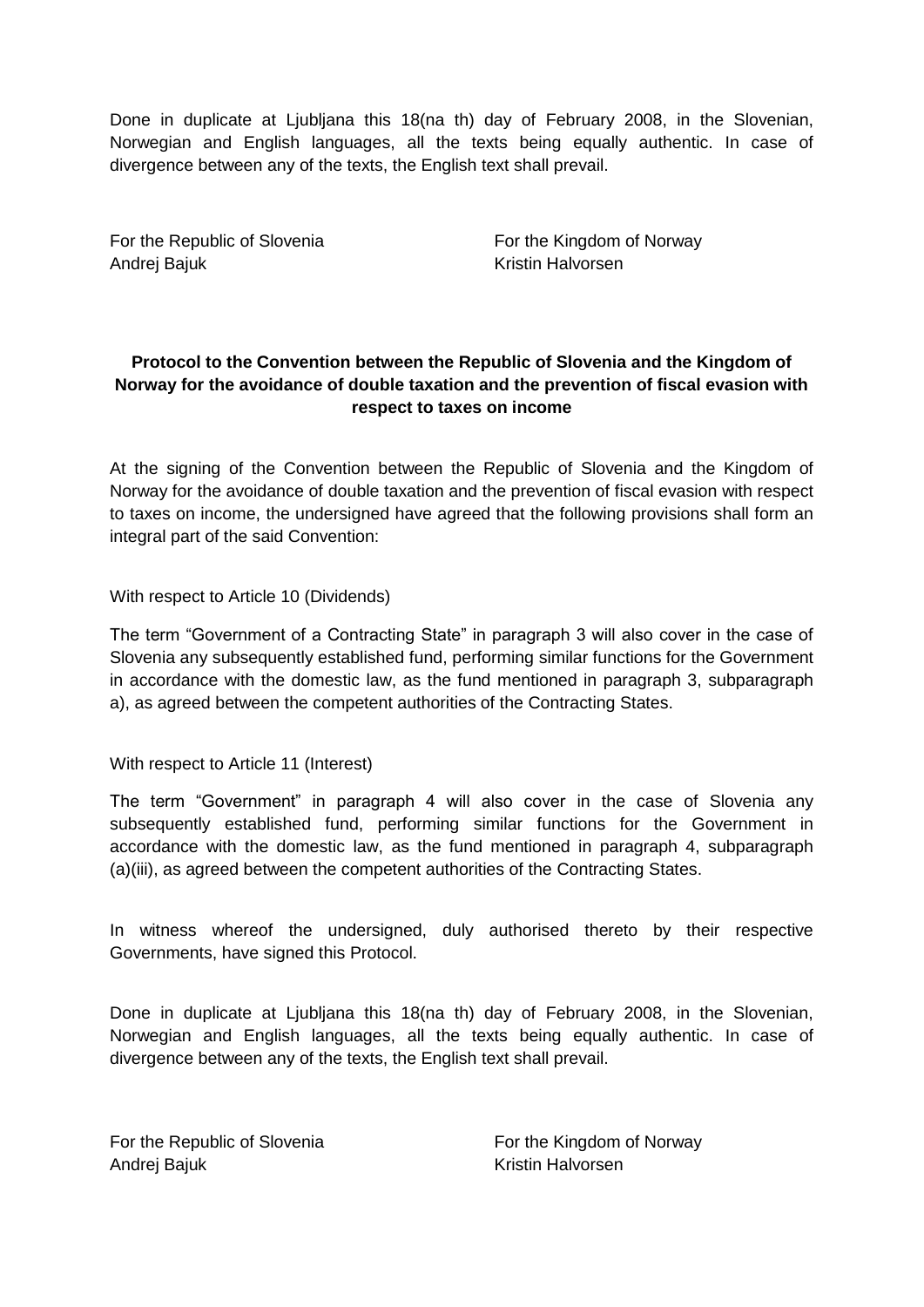Done in duplicate at Ljubljana this 18(na th) day of February 2008, in the Slovenian, Norwegian and English languages, all the texts being equally authentic. In case of divergence between any of the texts, the English text shall prevail.

| | |
|---|---|
| For the Republic of Slovenia | For the Kingdom of Norway |
| Andrej Bajuk | Kristin Halvorsen |

**Protocol to the Convention between the Republic of Slovenia and the Kingdom of Norway for the avoidance of double taxation and the prevention of fiscal evasion with respect to taxes on income**

At the signing of the Convention between the Republic of Slovenia and the Kingdom of Norway for the avoidance of double taxation and the prevention of fiscal evasion with respect to taxes on income, the undersigned have agreed that the following provisions shall form an integral part of the said Convention:

With respect to Article 10 (Dividends)

The term "Government of a Contracting State" in paragraph 3 will also cover in the case of Slovenia any subsequently established fund, performing similar functions for the Government in accordance with the domestic law, as the fund mentioned in paragraph 3, subparagraph a), as agreed between the competent authorities of the Contracting States.

With respect to Article 11 (Interest)

The term "Government" in paragraph 4 will also cover in the case of Slovenia any subsequently established fund, performing similar functions for the Government in accordance with the domestic law, as the fund mentioned in paragraph 4, subparagraph (a)(iii), as agreed between the competent authorities of the Contracting States.

In witness whereof the undersigned, duly authorised thereto by their respective Governments, have signed this Protocol.

Done in duplicate at Ljubljana this 18(na th) day of February 2008, in the Slovenian, Norwegian and English languages, all the texts being equally authentic. In case of divergence between any of the texts, the English text shall prevail.

| | |
|---|---|
| For the Republic of Slovenia | For the Kingdom of Norway |
| Andrej Bajuk | Kristin Halvorsen |